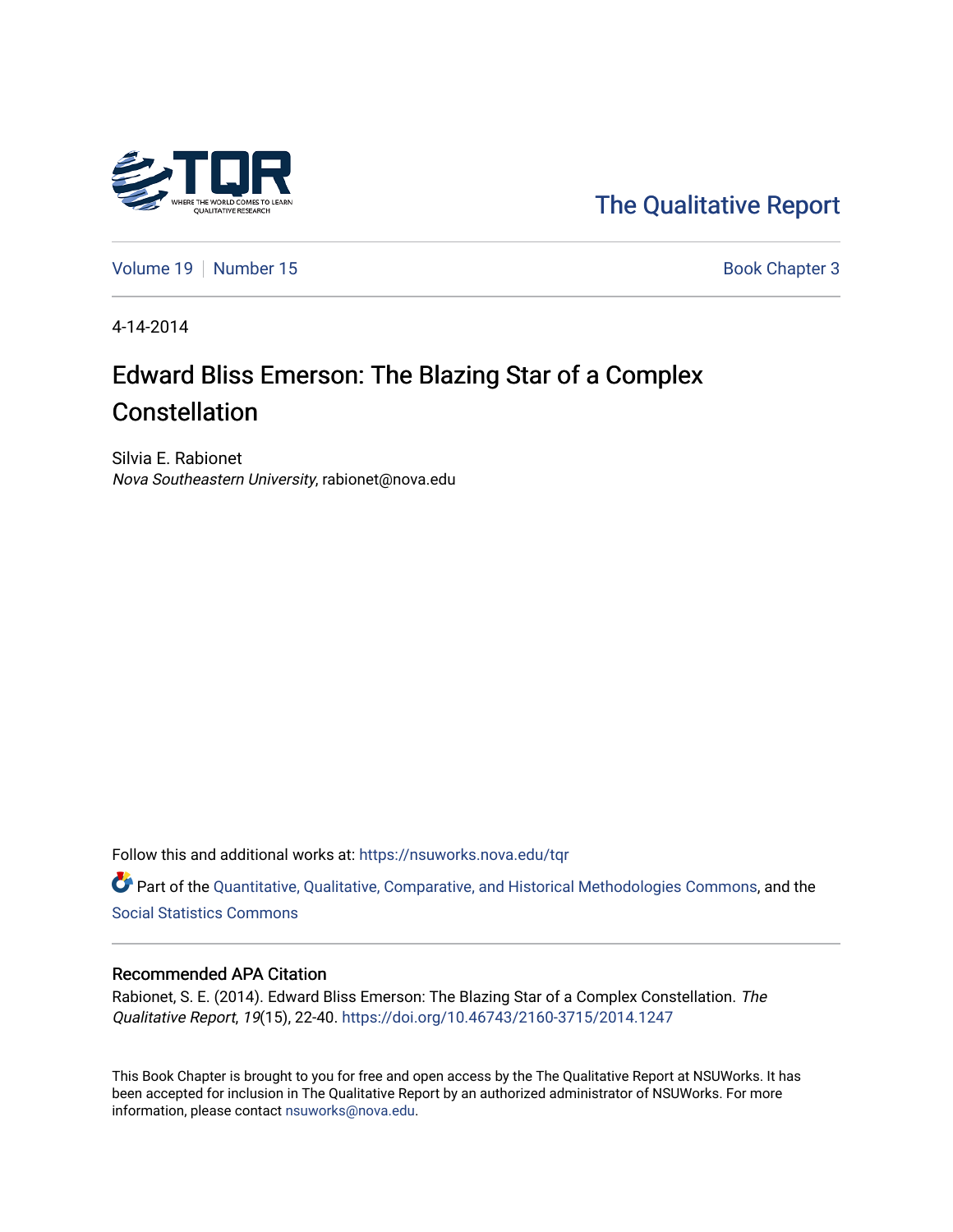The Qualitative Report

Volume 19 | Number 15 | Book Chapter 3

4-14-2014

# Edward Bliss Emerson: The Blazing Star of a Complex Constellation

Silvia E. Rabionet
*Nova Southeastern University*, rabionet@nova.edu

Follow this and additional works at: https://nsuworks.nova.edu/tqr

Part of the Quantitative, Qualitative, Comparative, and Historical Methodologies Commons, and the Social Statistics Commons

## Recommended APA Citation

Rabionet, S. E. (2014). Edward Bliss Emerson: The Blazing Star of a Complex Constellation. *The Qualitative Report*, *19*(15), 22-40. https://doi.org/10.46743/2160-3715/2014.1247

This Book Chapter is brought to you for free and open access by the The Qualitative Report at NSUWorks. It has been accepted for inclusion in The Qualitative Report by an authorized administrator of NSUWorks. For more information, please contact nsuworks@nova.edu.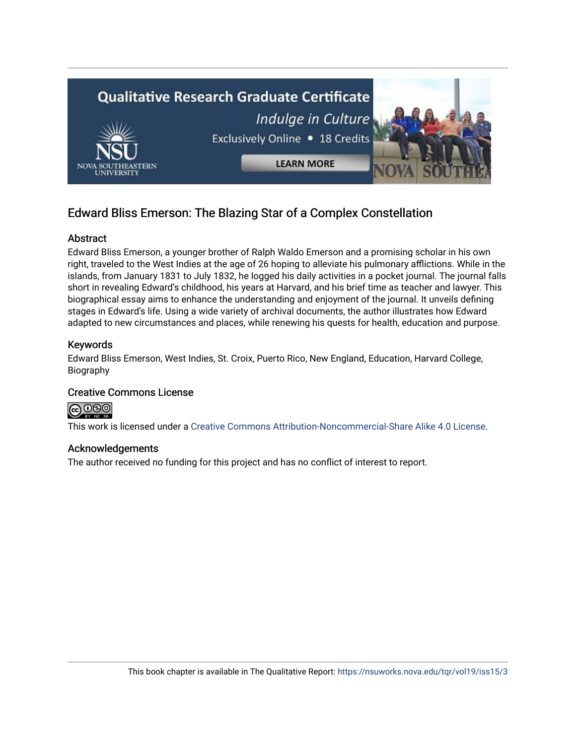# Edward Bliss Emerson: The Blazing Star of a Complex Constellation

## Abstract

Edward Bliss Emerson, a younger brother of Ralph Waldo Emerson and a promising scholar in his own right, traveled to the West Indies at the age of 26 hoping to alleviate his pulmonary afflictions. While in the islands, from January 1831 to July 1832, he logged his daily activities in a pocket journal. The journal falls short in revealing Edward's childhood, his years at Harvard, and his brief time as teacher and lawyer. This biographical essay aims to enhance the understanding and enjoyment of the journal. It unveils defining stages in Edward's life. Using a wide variety of archival documents, the author illustrates how Edward adapted to new circumstances and places, while renewing his quests for health, education and purpose.

## Keywords

Edward Bliss Emerson, West Indies, St. Croix, Puerto Rico, New England, Education, Harvard College, Biography

## Creative Commons License

This work is licensed under a Creative Commons Attribution-Noncommercial-Share Alike 4.0 License.

## Acknowledgements

The author received no funding for this project and has no conflict of interest to report.

This book chapter is available in The Qualitative Report: https://nsuworks.nova.edu/tqr/vol19/iss15/3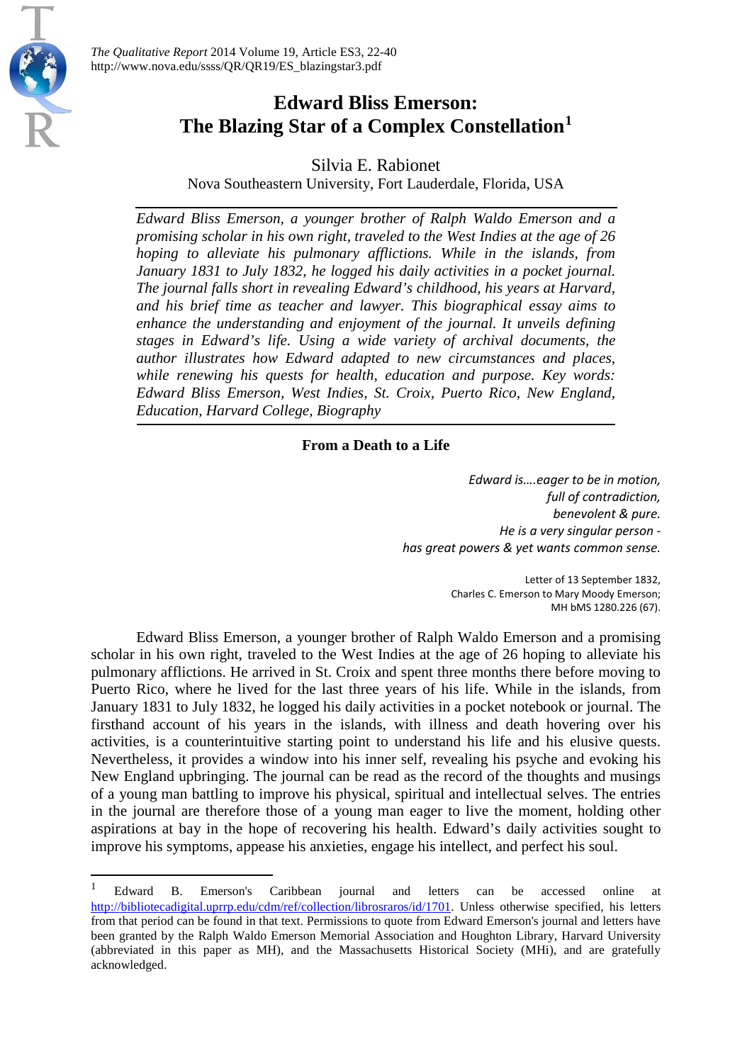# Edward Bliss Emerson: The Blazing Star of a Complex Constellation[1]

Silvia E. Rabionet

Nova Southeastern University, Fort Lauderdale, Florida, USA

*Edward Bliss Emerson, a younger brother of Ralph Waldo Emerson and a promising scholar in his own right, traveled to the West Indies at the age of 26 hoping to alleviate his pulmonary afflictions. While in the islands, from January 1831 to July 1832, he logged his daily activities in a pocket journal. The journal falls short in revealing Edward's childhood, his years at Harvard, and his brief time as teacher and lawyer. This biographical essay aims to enhance the understanding and enjoyment of the journal. It unveils defining stages in Edward's life. Using a wide variety of archival documents, the author illustrates how Edward adapted to new circumstances and places, while renewing his quests for health, education and purpose. Key words: Edward Bliss Emerson, West Indies, St. Croix, Puerto Rico, New England, Education, Harvard College, Biography*

## From a Death to a Life

> *Edward is….eager to be in motion,*
> *full of contradiction,*
> *benevolent & pure.*
> *He is a very singular person -*
> *has great powers & yet wants common sense.*
>
> Letter of 13 September 1832,
> Charles C. Emerson to Mary Moody Emerson;
> MH bMS 1280.226 (67).

Edward Bliss Emerson, a younger brother of Ralph Waldo Emerson and a promising scholar in his own right, traveled to the West Indies at the age of 26 hoping to alleviate his pulmonary afflictions. He arrived in St. Croix and spent three months there before moving to Puerto Rico, where he lived for the last three years of his life. While in the islands, from January 1831 to July 1832, he logged his daily activities in a pocket notebook or journal. The firsthand account of his years in the islands, with illness and death hovering over his activities, is a counterintuitive starting point to understand his life and his elusive quests. Nevertheless, it provides a window into his inner self, revealing his psyche and evoking his New England upbringing. The journal can be read as the record of the thoughts and musings of a young man battling to improve his physical, spiritual and intellectual selves. The entries in the journal are therefore those of a young man eager to live the moment, holding other aspirations at bay in the hope of recovering his health. Edward's daily activities sought to improve his symptoms, appease his anxieties, engage his intellect, and perfect his soul.

---

[1] Edward B. Emerson's Caribbean journal and letters can be accessed online at http://bibliotecadigital.uprrp.edu/cdm/ref/collection/librosraros/id/1701. Unless otherwise specified, his letters from that period can be found in that text. Permissions to quote from Edward Emerson's journal and letters have been granted by the Ralph Waldo Emerson Memorial Association and Houghton Library, Harvard University (abbreviated in this paper as MH), and the Massachusetts Historical Society (MHi), and are gratefully acknowledged.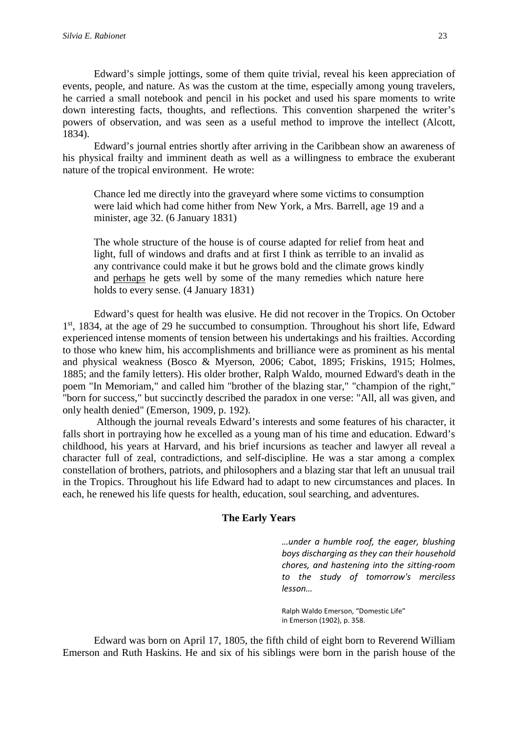Edward's simple jottings, some of them quite trivial, reveal his keen appreciation of events, people, and nature. As was the custom at the time, especially among young travelers, he carried a small notebook and pencil in his pocket and used his spare moments to write down interesting facts, thoughts, and reflections. This convention sharpened the writer's powers of observation, and was seen as a useful method to improve the intellect (Alcott, 1834).

Edward's journal entries shortly after arriving in the Caribbean show an awareness of his physical frailty and imminent death as well as a willingness to embrace the exuberant nature of the tropical environment. He wrote:

> Chance led me directly into the graveyard where some victims to consumption were laid which had come hither from New York, a Mrs. Barrell, age 19 and a minister, age 32. (6 January 1831)

> The whole structure of the house is of course adapted for relief from heat and light, full of windows and drafts and at first I think as terrible to an invalid as any contrivance could make it but he grows bold and the climate grows kindly and <u>perhaps</u> he gets well by some of the many remedies which nature here holds to every sense. (4 January 1831)

Edward's quest for health was elusive. He did not recover in the Tropics. On October 1st, 1834, at the age of 29 he succumbed to consumption. Throughout his short life, Edward experienced intense moments of tension between his undertakings and his frailties. According to those who knew him, his accomplishments and brilliance were as prominent as his mental and physical weakness (Bosco & Myerson, 2006; Cabot, 1895; Friskins, 1915; Holmes, 1885; and the family letters). His older brother, Ralph Waldo, mourned Edward's death in the poem "In Memoriam," and called him "brother of the blazing star," "champion of the right," "born for success," but succinctly described the paradox in one verse: "All, all was given, and only health denied" (Emerson, 1909, p. 192).

Although the journal reveals Edward's interests and some features of his character, it falls short in portraying how he excelled as a young man of his time and education. Edward's childhood, his years at Harvard, and his brief incursions as teacher and lawyer all reveal a character full of zeal, contradictions, and self-discipline. He was a star among a complex constellation of brothers, patriots, and philosophers and a blazing star that left an unusual trail in the Tropics. Throughout his life Edward had to adapt to new circumstances and places. In each, he renewed his life quests for health, education, soul searching, and adventures.

## The Early Years

> *…under a humble roof, the eager, blushing boys discharging as they can their household chores, and hastening into the sitting-room to the study of tomorrow's merciless lesson…*
>
> Ralph Waldo Emerson, "Domestic Life" in Emerson (1902), p. 358.

Edward was born on April 17, 1805, the fifth child of eight born to Reverend William Emerson and Ruth Haskins. He and six of his siblings were born in the parish house of the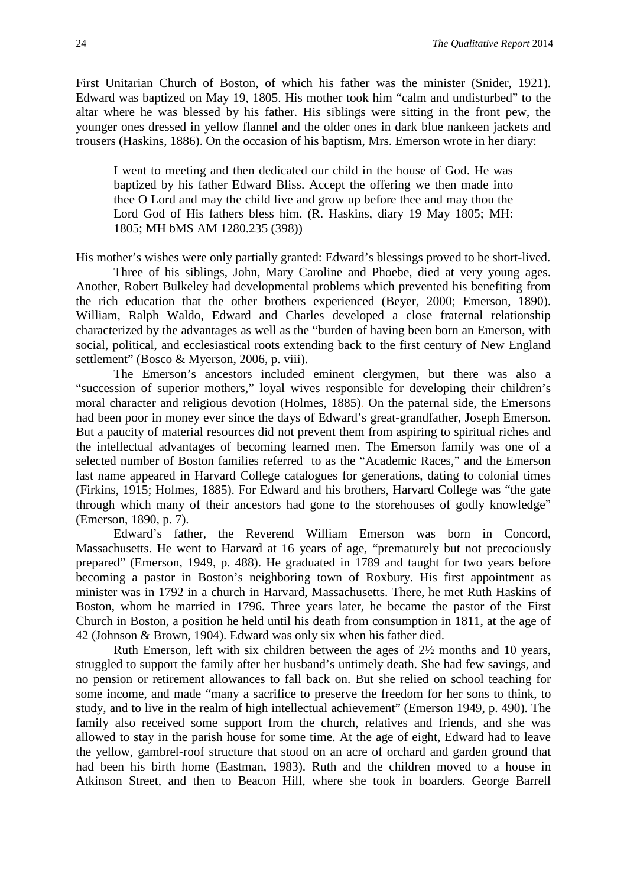First Unitarian Church of Boston, of which his father was the minister (Snider, 1921). Edward was baptized on May 19, 1805. His mother took him "calm and undisturbed" to the altar where he was blessed by his father. His siblings were sitting in the front pew, the younger ones dressed in yellow flannel and the older ones in dark blue nankeen jackets and trousers (Haskins, 1886). On the occasion of his baptism, Mrs. Emerson wrote in her diary:

> I went to meeting and then dedicated our child in the house of God. He was baptized by his father Edward Bliss. Accept the offering we then made into thee O Lord and may the child live and grow up before thee and may thou the Lord God of His fathers bless him. (R. Haskins, diary 19 May 1805; MH: 1805; MH bMS AM 1280.235 (398))

His mother's wishes were only partially granted: Edward's blessings proved to be short-lived.

Three of his siblings, John, Mary Caroline and Phoebe, died at very young ages. Another, Robert Bulkeley had developmental problems which prevented his benefiting from the rich education that the other brothers experienced (Beyer, 2000; Emerson, 1890). William, Ralph Waldo, Edward and Charles developed a close fraternal relationship characterized by the advantages as well as the "burden of having been born an Emerson, with social, political, and ecclesiastical roots extending back to the first century of New England settlement" (Bosco & Myerson, 2006, p. viii).

The Emerson's ancestors included eminent clergymen, but there was also a "succession of superior mothers," loyal wives responsible for developing their children's moral character and religious devotion (Holmes, 1885). On the paternal side, the Emersons had been poor in money ever since the days of Edward's great-grandfather, Joseph Emerson. But a paucity of material resources did not prevent them from aspiring to spiritual riches and the intellectual advantages of becoming learned men. The Emerson family was one of a selected number of Boston families referred to as the "Academic Races," and the Emerson last name appeared in Harvard College catalogues for generations, dating to colonial times (Firkins, 1915; Holmes, 1885). For Edward and his brothers, Harvard College was "the gate through which many of their ancestors had gone to the storehouses of godly knowledge" (Emerson, 1890, p. 7).

Edward's father, the Reverend William Emerson was born in Concord, Massachusetts. He went to Harvard at 16 years of age, "prematurely but not precociously prepared" (Emerson, 1949, p. 488). He graduated in 1789 and taught for two years before becoming a pastor in Boston's neighboring town of Roxbury. His first appointment as minister was in 1792 in a church in Harvard, Massachusetts. There, he met Ruth Haskins of Boston, whom he married in 1796. Three years later, he became the pastor of the First Church in Boston, a position he held until his death from consumption in 1811, at the age of 42 (Johnson & Brown, 1904). Edward was only six when his father died.

Ruth Emerson, left with six children between the ages of 2½ months and 10 years, struggled to support the family after her husband's untimely death. She had few savings, and no pension or retirement allowances to fall back on. But she relied on school teaching for some income, and made "many a sacrifice to preserve the freedom for her sons to think, to study, and to live in the realm of high intellectual achievement" (Emerson 1949, p. 490). The family also received some support from the church, relatives and friends, and she was allowed to stay in the parish house for some time. At the age of eight, Edward had to leave the yellow, gambrel-roof structure that stood on an acre of orchard and garden ground that had been his birth home (Eastman, 1983). Ruth and the children moved to a house in Atkinson Street, and then to Beacon Hill, where she took in boarders. George Barrell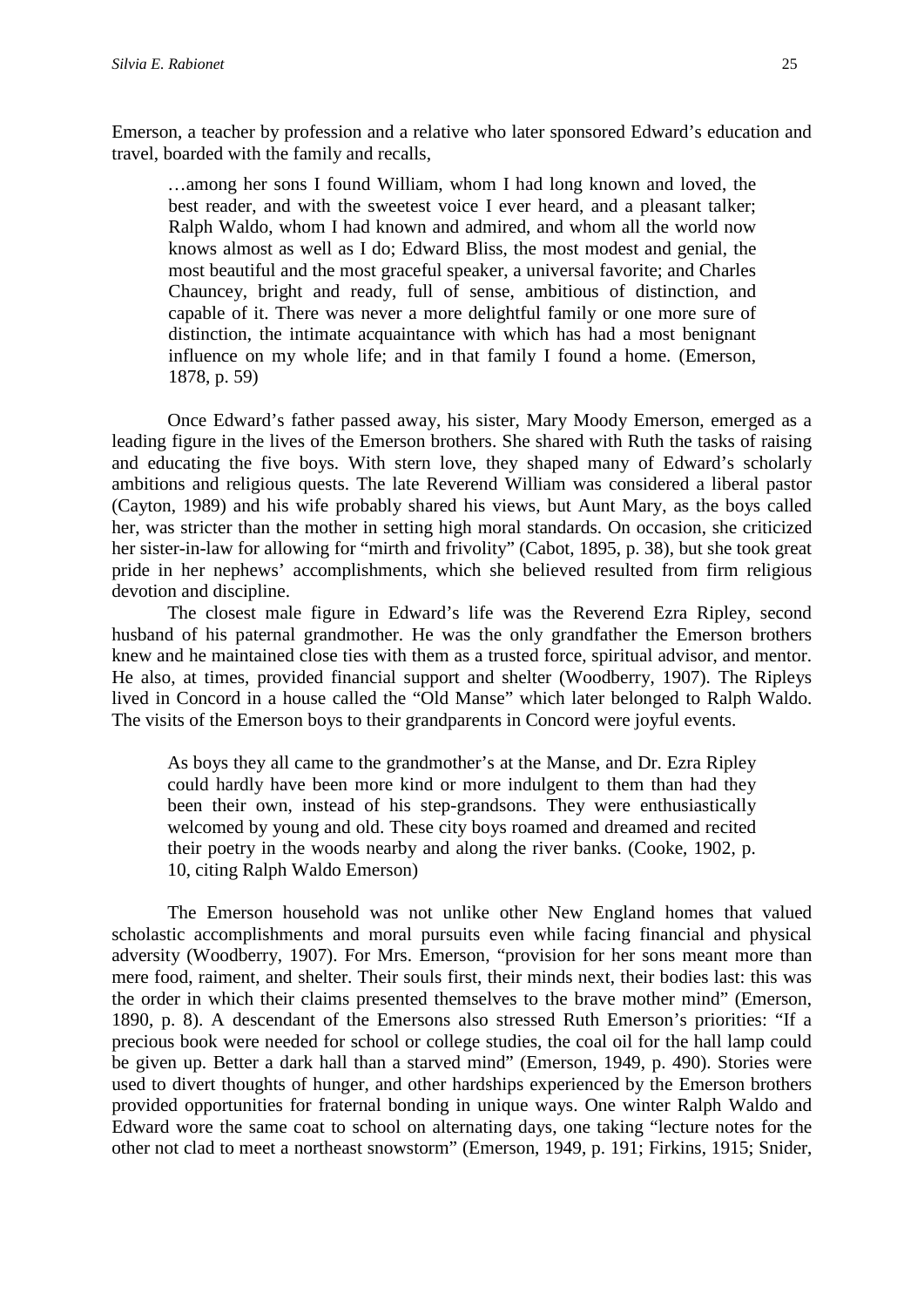Emerson, a teacher by profession and a relative who later sponsored Edward's education and travel, boarded with the family and recalls,

> …among her sons I found William, whom I had long known and loved, the best reader, and with the sweetest voice I ever heard, and a pleasant talker; Ralph Waldo, whom I had known and admired, and whom all the world now knows almost as well as I do; Edward Bliss, the most modest and genial, the most beautiful and the most graceful speaker, a universal favorite; and Charles Chauncey, bright and ready, full of sense, ambitious of distinction, and capable of it. There was never a more delightful family or one more sure of distinction, the intimate acquaintance with which has had a most benignant influence on my whole life; and in that family I found a home. (Emerson, 1878, p. 59)

Once Edward's father passed away, his sister, Mary Moody Emerson, emerged as a leading figure in the lives of the Emerson brothers. She shared with Ruth the tasks of raising and educating the five boys. With stern love, they shaped many of Edward's scholarly ambitions and religious quests. The late Reverend William was considered a liberal pastor (Cayton, 1989) and his wife probably shared his views, but Aunt Mary, as the boys called her, was stricter than the mother in setting high moral standards. On occasion, she criticized her sister-in-law for allowing for "mirth and frivolity" (Cabot, 1895, p. 38), but she took great pride in her nephews' accomplishments, which she believed resulted from firm religious devotion and discipline.

The closest male figure in Edward's life was the Reverend Ezra Ripley, second husband of his paternal grandmother. He was the only grandfather the Emerson brothers knew and he maintained close ties with them as a trusted force, spiritual advisor, and mentor. He also, at times, provided financial support and shelter (Woodberry, 1907). The Ripleys lived in Concord in a house called the "Old Manse" which later belonged to Ralph Waldo. The visits of the Emerson boys to their grandparents in Concord were joyful events.

> As boys they all came to the grandmother's at the Manse, and Dr. Ezra Ripley could hardly have been more kind or more indulgent to them than had they been their own, instead of his step-grandsons. They were enthusiastically welcomed by young and old. These city boys roamed and dreamed and recited their poetry in the woods nearby and along the river banks. (Cooke, 1902, p. 10, citing Ralph Waldo Emerson)

The Emerson household was not unlike other New England homes that valued scholastic accomplishments and moral pursuits even while facing financial and physical adversity (Woodberry, 1907). For Mrs. Emerson, "provision for her sons meant more than mere food, raiment, and shelter. Their souls first, their minds next, their bodies last: this was the order in which their claims presented themselves to the brave mother mind" (Emerson, 1890, p. 8). A descendant of the Emersons also stressed Ruth Emerson's priorities: "If a precious book were needed for school or college studies, the coal oil for the hall lamp could be given up. Better a dark hall than a starved mind" (Emerson, 1949, p. 490). Stories were used to divert thoughts of hunger, and other hardships experienced by the Emerson brothers provided opportunities for fraternal bonding in unique ways. One winter Ralph Waldo and Edward wore the same coat to school on alternating days, one taking "lecture notes for the other not clad to meet a northeast snowstorm" (Emerson, 1949, p. 191; Firkins, 1915; Snider,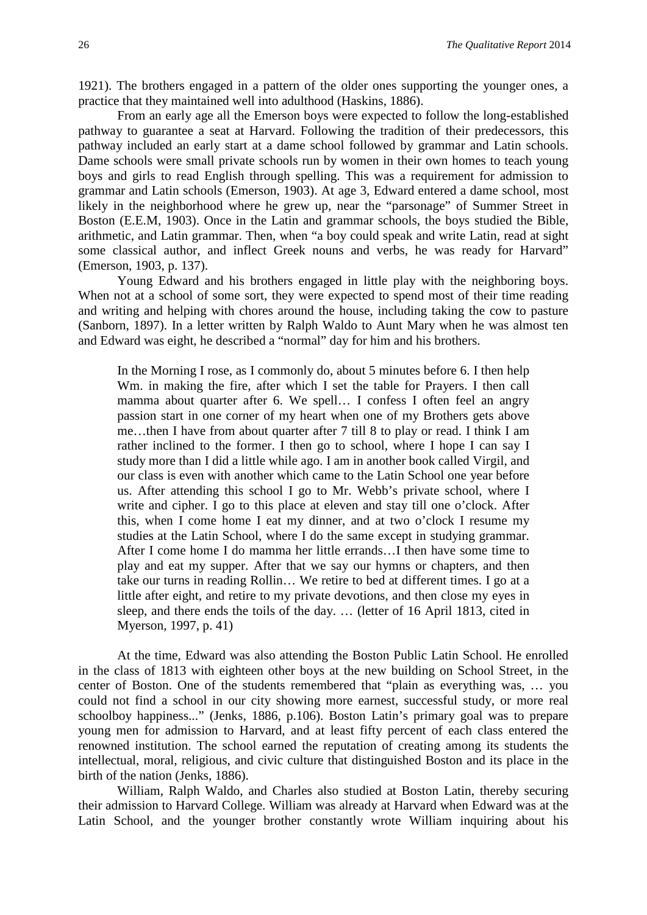1921). The brothers engaged in a pattern of the older ones supporting the younger ones, a practice that they maintained well into adulthood (Haskins, 1886).

From an early age all the Emerson boys were expected to follow the long-established pathway to guarantee a seat at Harvard. Following the tradition of their predecessors, this pathway included an early start at a dame school followed by grammar and Latin schools. Dame schools were small private schools run by women in their own homes to teach young boys and girls to read English through spelling. This was a requirement for admission to grammar and Latin schools (Emerson, 1903). At age 3, Edward entered a dame school, most likely in the neighborhood where he grew up, near the "parsonage" of Summer Street in Boston (E.E.M, 1903). Once in the Latin and grammar schools, the boys studied the Bible, arithmetic, and Latin grammar. Then, when "a boy could speak and write Latin, read at sight some classical author, and inflect Greek nouns and verbs, he was ready for Harvard" (Emerson, 1903, p. 137).

Young Edward and his brothers engaged in little play with the neighboring boys. When not at a school of some sort, they were expected to spend most of their time reading and writing and helping with chores around the house, including taking the cow to pasture (Sanborn, 1897). In a letter written by Ralph Waldo to Aunt Mary when he was almost ten and Edward was eight, he described a "normal" day for him and his brothers.

> In the Morning I rose, as I commonly do, about 5 minutes before 6. I then help Wm. in making the fire, after which I set the table for Prayers. I then call mamma about quarter after 6. We spell… I confess I often feel an angry passion start in one corner of my heart when one of my Brothers gets above me…then I have from about quarter after 7 till 8 to play or read. I think I am rather inclined to the former. I then go to school, where I hope I can say I study more than I did a little while ago. I am in another book called Virgil, and our class is even with another which came to the Latin School one year before us. After attending this school I go to Mr. Webb's private school, where I write and cipher. I go to this place at eleven and stay till one o'clock. After this, when I come home I eat my dinner, and at two o'clock I resume my studies at the Latin School, where I do the same except in studying grammar. After I come home I do mamma her little errands…I then have some time to play and eat my supper. After that we say our hymns or chapters, and then take our turns in reading Rollin… We retire to bed at different times. I go at a little after eight, and retire to my private devotions, and then close my eyes in sleep, and there ends the toils of the day. … (letter of 16 April 1813, cited in Myerson, 1997, p. 41)

At the time, Edward was also attending the Boston Public Latin School. He enrolled in the class of 1813 with eighteen other boys at the new building on School Street, in the center of Boston. One of the students remembered that "plain as everything was, … you could not find a school in our city showing more earnest, successful study, or more real schoolboy happiness..." (Jenks, 1886, p.106). Boston Latin's primary goal was to prepare young men for admission to Harvard, and at least fifty percent of each class entered the renowned institution. The school earned the reputation of creating among its students the intellectual, moral, religious, and civic culture that distinguished Boston and its place in the birth of the nation (Jenks, 1886).

William, Ralph Waldo, and Charles also studied at Boston Latin, thereby securing their admission to Harvard College. William was already at Harvard when Edward was at the Latin School, and the younger brother constantly wrote William inquiring about his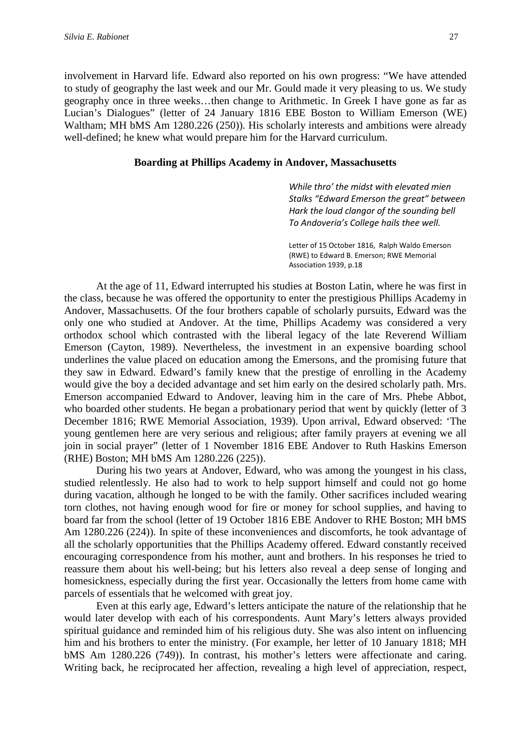involvement in Harvard life. Edward also reported on his own progress: "We have attended to study of geography the last week and our Mr. Gould made it very pleasing to us. We study geography once in three weeks…then change to Arithmetic. In Greek I have gone as far as Lucian's Dialogues" (letter of 24 January 1816 EBE Boston to William Emerson (WE) Waltham; MH bMS Am 1280.226 (250)). His scholarly interests and ambitions were already well-defined; he knew what would prepare him for the Harvard curriculum.

### Boarding at Phillips Academy in Andover, Massachusetts

> *While thro' the midst with elevated mien*
> *Stalks "Edward Emerson the great" between*
> *Hark the loud clangor of the sounding bell*
> *To Andoveria's College hails thee well.*
>
> Letter of 15 October 1816, Ralph Waldo Emerson (RWE) to Edward B. Emerson; RWE Memorial Association 1939, p.18

At the age of 11, Edward interrupted his studies at Boston Latin, where he was first in the class, because he was offered the opportunity to enter the prestigious Phillips Academy in Andover, Massachusetts. Of the four brothers capable of scholarly pursuits, Edward was the only one who studied at Andover. At the time, Phillips Academy was considered a very orthodox school which contrasted with the liberal legacy of the late Reverend William Emerson (Cayton, 1989). Nevertheless, the investment in an expensive boarding school underlines the value placed on education among the Emersons, and the promising future that they saw in Edward. Edward's family knew that the prestige of enrolling in the Academy would give the boy a decided advantage and set him early on the desired scholarly path. Mrs. Emerson accompanied Edward to Andover, leaving him in the care of Mrs. Phebe Abbot, who boarded other students. He began a probationary period that went by quickly (letter of 3 December 1816; RWE Memorial Association, 1939). Upon arrival, Edward observed: 'The young gentlemen here are very serious and religious; after family prayers at evening we all join in social prayer" (letter of 1 November 1816 EBE Andover to Ruth Haskins Emerson (RHE) Boston; MH bMS Am 1280.226 (225)).

During his two years at Andover, Edward, who was among the youngest in his class, studied relentlessly. He also had to work to help support himself and could not go home during vacation, although he longed to be with the family. Other sacrifices included wearing torn clothes, not having enough wood for fire or money for school supplies, and having to board far from the school (letter of 19 October 1816 EBE Andover to RHE Boston; MH bMS Am 1280.226 (224)). In spite of these inconveniences and discomforts, he took advantage of all the scholarly opportunities that the Phillips Academy offered. Edward constantly received encouraging correspondence from his mother, aunt and brothers. In his responses he tried to reassure them about his well-being; but his letters also reveal a deep sense of longing and homesickness, especially during the first year. Occasionally the letters from home came with parcels of essentials that he welcomed with great joy.

Even at this early age, Edward's letters anticipate the nature of the relationship that he would later develop with each of his correspondents. Aunt Mary's letters always provided spiritual guidance and reminded him of his religious duty. She was also intent on influencing him and his brothers to enter the ministry. (For example, her letter of 10 January 1818; MH bMS Am 1280.226 (749)). In contrast, his mother's letters were affectionate and caring. Writing back, he reciprocated her affection, revealing a high level of appreciation, respect,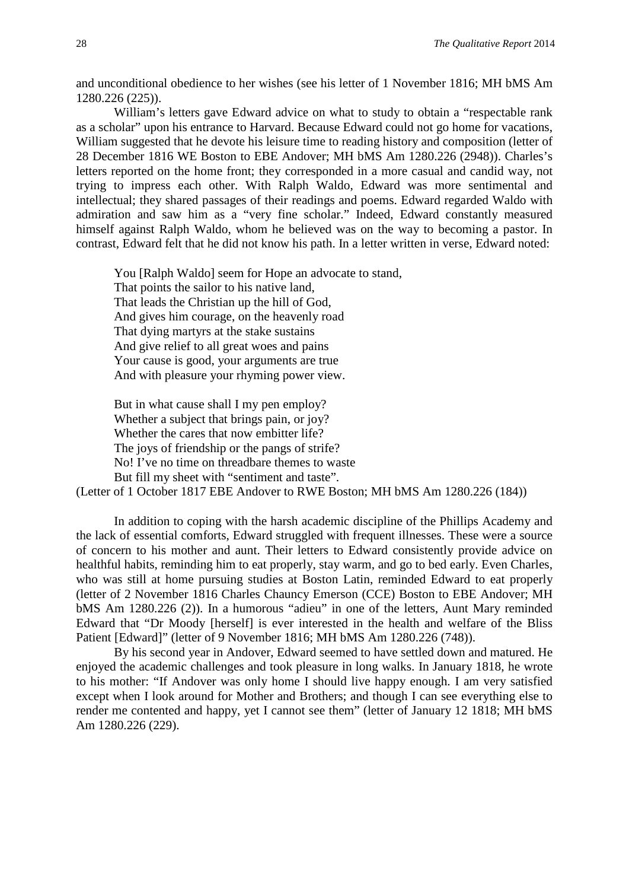and unconditional obedience to her wishes (see his letter of 1 November 1816; MH bMS Am 1280.226 (225)).

William's letters gave Edward advice on what to study to obtain a "respectable rank as a scholar" upon his entrance to Harvard. Because Edward could not go home for vacations, William suggested that he devote his leisure time to reading history and composition (letter of 28 December 1816 WE Boston to EBE Andover; MH bMS Am 1280.226 (2948)). Charles's letters reported on the home front; they corresponded in a more casual and candid way, not trying to impress each other. With Ralph Waldo, Edward was more sentimental and intellectual; they shared passages of their readings and poems. Edward regarded Waldo with admiration and saw him as a "very fine scholar." Indeed, Edward constantly measured himself against Ralph Waldo, whom he believed was on the way to becoming a pastor. In contrast, Edward felt that he did not know his path. In a letter written in verse, Edward noted:

> You [Ralph Waldo] seem for Hope an advocate to stand,
> That points the sailor to his native land,
> That leads the Christian up the hill of God,
> And gives him courage, on the heavenly road
> That dying martyrs at the stake sustains
> And give relief to all great woes and pains
> Your cause is good, your arguments are true
> And with pleasure your rhyming power view.
>
> But in what cause shall I my pen employ?
> Whether a subject that brings pain, or joy?
> Whether the cares that now embitter life?
> The joys of friendship or the pangs of strife?
> No! I've no time on threadbare themes to waste
> But fill my sheet with "sentiment and taste".

(Letter of 1 October 1817 EBE Andover to RWE Boston; MH bMS Am 1280.226 (184))

In addition to coping with the harsh academic discipline of the Phillips Academy and the lack of essential comforts, Edward struggled with frequent illnesses. These were a source of concern to his mother and aunt. Their letters to Edward consistently provide advice on healthful habits, reminding him to eat properly, stay warm, and go to bed early. Even Charles, who was still at home pursuing studies at Boston Latin, reminded Edward to eat properly (letter of 2 November 1816 Charles Chauncy Emerson (CCE) Boston to EBE Andover; MH bMS Am 1280.226 (2)). In a humorous "adieu" in one of the letters, Aunt Mary reminded Edward that "Dr Moody [herself] is ever interested in the health and welfare of the Bliss Patient [Edward]" (letter of 9 November 1816; MH bMS Am 1280.226 (748)).

By his second year in Andover, Edward seemed to have settled down and matured. He enjoyed the academic challenges and took pleasure in long walks. In January 1818, he wrote to his mother: "If Andover was only home I should live happy enough. I am very satisfied except when I look around for Mother and Brothers; and though I can see everything else to render me contented and happy, yet I cannot see them" (letter of January 12 1818; MH bMS Am 1280.226 (229).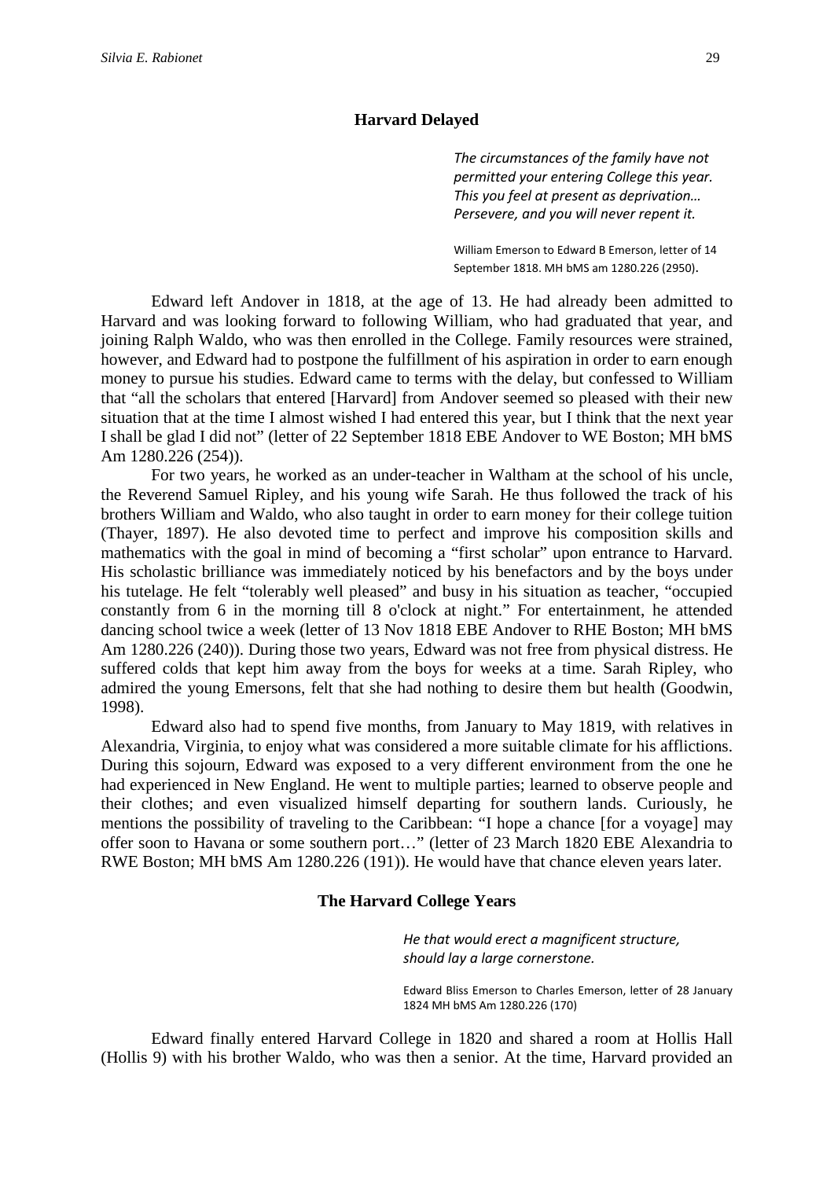## Harvard Delayed

> *The circumstances of the family have not permitted your entering College this year. This you feel at present as deprivation… Persevere, and you will never repent it.*
>
> William Emerson to Edward B Emerson, letter of 14 September 1818. MH bMS am 1280.226 (2950).

Edward left Andover in 1818, at the age of 13. He had already been admitted to Harvard and was looking forward to following William, who had graduated that year, and joining Ralph Waldo, who was then enrolled in the College. Family resources were strained, however, and Edward had to postpone the fulfillment of his aspiration in order to earn enough money to pursue his studies. Edward came to terms with the delay, but confessed to William that "all the scholars that entered [Harvard] from Andover seemed so pleased with their new situation that at the time I almost wished I had entered this year, but I think that the next year I shall be glad I did not" (letter of 22 September 1818 EBE Andover to WE Boston; MH bMS Am 1280.226 (254)).

For two years, he worked as an under-teacher in Waltham at the school of his uncle, the Reverend Samuel Ripley, and his young wife Sarah. He thus followed the track of his brothers William and Waldo, who also taught in order to earn money for their college tuition (Thayer, 1897). He also devoted time to perfect and improve his composition skills and mathematics with the goal in mind of becoming a "first scholar" upon entrance to Harvard. His scholastic brilliance was immediately noticed by his benefactors and by the boys under his tutelage. He felt "tolerably well pleased" and busy in his situation as teacher, "occupied constantly from 6 in the morning till 8 o'clock at night." For entertainment, he attended dancing school twice a week (letter of 13 Nov 1818 EBE Andover to RHE Boston; MH bMS Am 1280.226 (240)). During those two years, Edward was not free from physical distress. He suffered colds that kept him away from the boys for weeks at a time. Sarah Ripley, who admired the young Emersons, felt that she had nothing to desire them but health (Goodwin, 1998).

Edward also had to spend five months, from January to May 1819, with relatives in Alexandria, Virginia, to enjoy what was considered a more suitable climate for his afflictions. During this sojourn, Edward was exposed to a very different environment from the one he had experienced in New England. He went to multiple parties; learned to observe people and their clothes; and even visualized himself departing for southern lands. Curiously, he mentions the possibility of traveling to the Caribbean: "I hope a chance [for a voyage] may offer soon to Havana or some southern port…" (letter of 23 March 1820 EBE Alexandria to RWE Boston; MH bMS Am 1280.226 (191)). He would have that chance eleven years later.

## The Harvard College Years

> *He that would erect a magnificent structure, should lay a large cornerstone.*
>
> Edward Bliss Emerson to Charles Emerson, letter of 28 January 1824 MH bMS Am 1280.226 (170)

Edward finally entered Harvard College in 1820 and shared a room at Hollis Hall (Hollis 9) with his brother Waldo, who was then a senior. At the time, Harvard provided an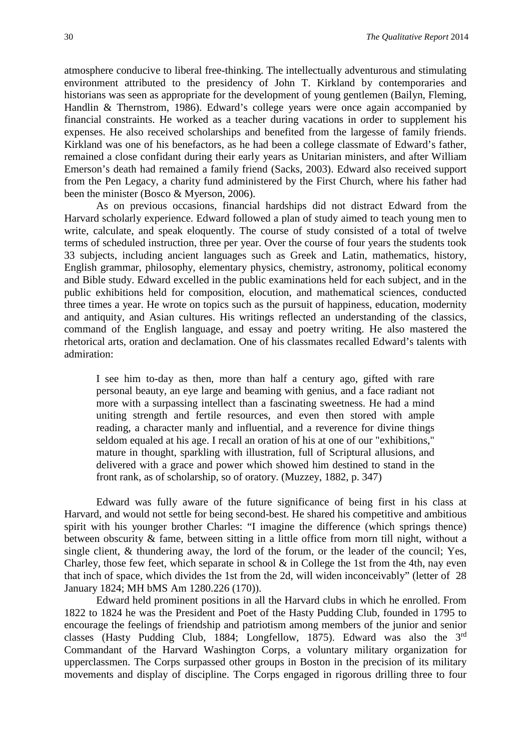atmosphere conducive to liberal free-thinking. The intellectually adventurous and stimulating environment attributed to the presidency of John T. Kirkland by contemporaries and historians was seen as appropriate for the development of young gentlemen (Bailyn, Fleming, Handlin & Thernstrom, 1986). Edward's college years were once again accompanied by financial constraints. He worked as a teacher during vacations in order to supplement his expenses. He also received scholarships and benefited from the largesse of family friends. Kirkland was one of his benefactors, as he had been a college classmate of Edward's father, remained a close confidant during their early years as Unitarian ministers, and after William Emerson's death had remained a family friend (Sacks, 2003). Edward also received support from the Pen Legacy, a charity fund administered by the First Church, where his father had been the minister (Bosco & Myerson, 2006).

As on previous occasions, financial hardships did not distract Edward from the Harvard scholarly experience. Edward followed a plan of study aimed to teach young men to write, calculate, and speak eloquently. The course of study consisted of a total of twelve terms of scheduled instruction, three per year. Over the course of four years the students took 33 subjects, including ancient languages such as Greek and Latin, mathematics, history, English grammar, philosophy, elementary physics, chemistry, astronomy, political economy and Bible study. Edward excelled in the public examinations held for each subject, and in the public exhibitions held for composition, elocution, and mathematical sciences, conducted three times a year. He wrote on topics such as the pursuit of happiness, education, modernity and antiquity, and Asian cultures. His writings reflected an understanding of the classics, command of the English language, and essay and poetry writing. He also mastered the rhetorical arts, oration and declamation. One of his classmates recalled Edward's talents with admiration:

> I see him to-day as then, more than half a century ago, gifted with rare personal beauty, an eye large and beaming with genius, and a face radiant not more with a surpassing intellect than a fascinating sweetness. He had a mind uniting strength and fertile resources, and even then stored with ample reading, a character manly and influential, and a reverence for divine things seldom equaled at his age. I recall an oration of his at one of our "exhibitions," mature in thought, sparkling with illustration, full of Scriptural allusions, and delivered with a grace and power which showed him destined to stand in the front rank, as of scholarship, so of oratory. (Muzzey, 1882, p. 347)

Edward was fully aware of the future significance of being first in his class at Harvard, and would not settle for being second-best. He shared his competitive and ambitious spirit with his younger brother Charles: "I imagine the difference (which springs thence) between obscurity & fame, between sitting in a little office from morn till night, without a single client, & thundering away, the lord of the forum, or the leader of the council; Yes, Charley, those few feet, which separate in school & in College the 1st from the 4th, nay even that inch of space, which divides the 1st from the 2d, will widen inconceivably" (letter of 28 January 1824; MH bMS Am 1280.226 (170)).

Edward held prominent positions in all the Harvard clubs in which he enrolled. From 1822 to 1824 he was the President and Poet of the Hasty Pudding Club, founded in 1795 to encourage the feelings of friendship and patriotism among members of the junior and senior classes (Hasty Pudding Club, 1884; Longfellow, 1875). Edward was also the 3rd Commandant of the Harvard Washington Corps, a voluntary military organization for upperclassmen. The Corps surpassed other groups in Boston in the precision of its military movements and display of discipline. The Corps engaged in rigorous drilling three to four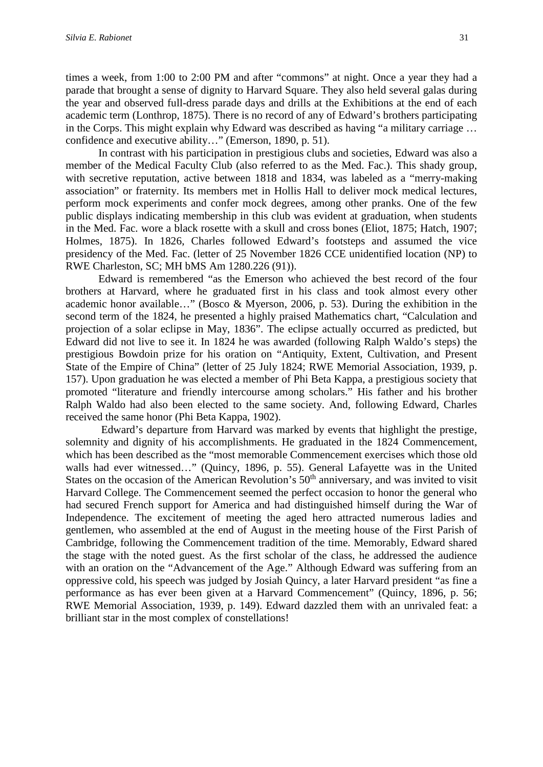times a week, from 1:00 to 2:00 PM and after "commons" at night. Once a year they had a parade that brought a sense of dignity to Harvard Square. They also held several galas during the year and observed full-dress parade days and drills at the Exhibitions at the end of each academic term (Lonthrop, 1875). There is no record of any of Edward's brothers participating in the Corps. This might explain why Edward was described as having "a military carriage … confidence and executive ability…" (Emerson, 1890, p. 51).

In contrast with his participation in prestigious clubs and societies, Edward was also a member of the Medical Faculty Club (also referred to as the Med. Fac.). This shady group, with secretive reputation, active between 1818 and 1834, was labeled as a "merry-making association" or fraternity. Its members met in Hollis Hall to deliver mock medical lectures, perform mock experiments and confer mock degrees, among other pranks. One of the few public displays indicating membership in this club was evident at graduation, when students in the Med. Fac. wore a black rosette with a skull and cross bones (Eliot, 1875; Hatch, 1907; Holmes, 1875). In 1826, Charles followed Edward's footsteps and assumed the vice presidency of the Med. Fac. (letter of 25 November 1826 CCE unidentified location (NP) to RWE Charleston, SC; MH bMS Am 1280.226 (91)).

Edward is remembered "as the Emerson who achieved the best record of the four brothers at Harvard, where he graduated first in his class and took almost every other academic honor available…" (Bosco & Myerson, 2006, p. 53). During the exhibition in the second term of the 1824, he presented a highly praised Mathematics chart, "Calculation and projection of a solar eclipse in May, 1836". The eclipse actually occurred as predicted, but Edward did not live to see it. In 1824 he was awarded (following Ralph Waldo's steps) the prestigious Bowdoin prize for his oration on "Antiquity, Extent, Cultivation, and Present State of the Empire of China" (letter of 25 July 1824; RWE Memorial Association, 1939, p. 157). Upon graduation he was elected a member of Phi Beta Kappa, a prestigious society that promoted "literature and friendly intercourse among scholars." His father and his brother Ralph Waldo had also been elected to the same society. And, following Edward, Charles received the same honor (Phi Beta Kappa, 1902).

Edward's departure from Harvard was marked by events that highlight the prestige, solemnity and dignity of his accomplishments. He graduated in the 1824 Commencement, which has been described as the "most memorable Commencement exercises which those old walls had ever witnessed…" (Quincy, 1896, p. 55). General Lafayette was in the United States on the occasion of the American Revolution's 50th anniversary, and was invited to visit Harvard College. The Commencement seemed the perfect occasion to honor the general who had secured French support for America and had distinguished himself during the War of Independence. The excitement of meeting the aged hero attracted numerous ladies and gentlemen, who assembled at the end of August in the meeting house of the First Parish of Cambridge, following the Commencement tradition of the time. Memorably, Edward shared the stage with the noted guest. As the first scholar of the class, he addressed the audience with an oration on the "Advancement of the Age." Although Edward was suffering from an oppressive cold, his speech was judged by Josiah Quincy, a later Harvard president "as fine a performance as has ever been given at a Harvard Commencement" (Quincy, 1896, p. 56; RWE Memorial Association, 1939, p. 149). Edward dazzled them with an unrivaled feat: a brilliant star in the most complex of constellations!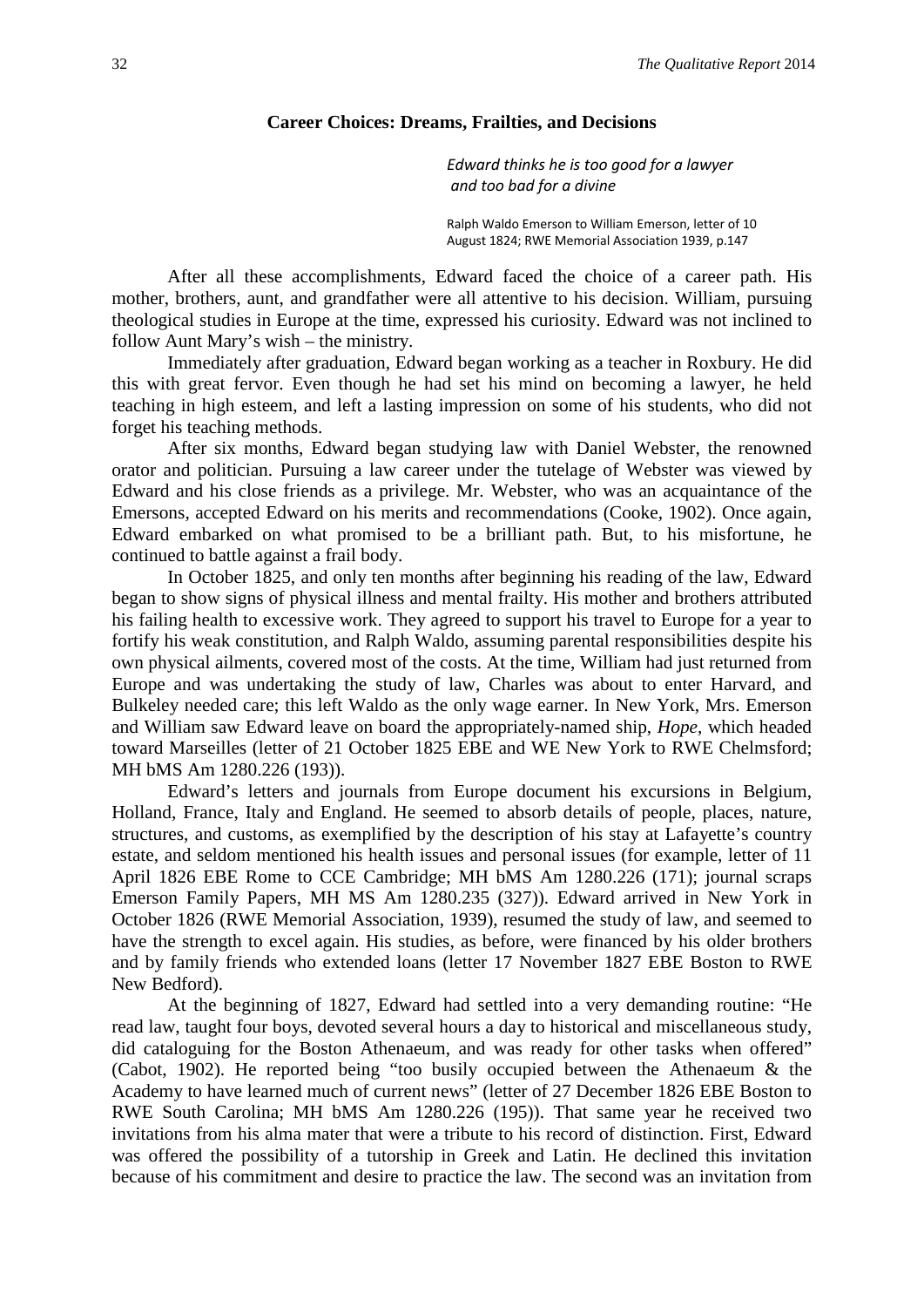### Career Choices: Dreams, Frailties, and Decisions

> *Edward thinks he is too good for a lawyer and too bad for a divine*
>
> Ralph Waldo Emerson to William Emerson, letter of 10 August 1824; RWE Memorial Association 1939, p.147

After all these accomplishments, Edward faced the choice of a career path. His mother, brothers, aunt, and grandfather were all attentive to his decision. William, pursuing theological studies in Europe at the time, expressed his curiosity. Edward was not inclined to follow Aunt Mary's wish – the ministry.

Immediately after graduation, Edward began working as a teacher in Roxbury. He did this with great fervor. Even though he had set his mind on becoming a lawyer, he held teaching in high esteem, and left a lasting impression on some of his students, who did not forget his teaching methods.

After six months, Edward began studying law with Daniel Webster, the renowned orator and politician. Pursuing a law career under the tutelage of Webster was viewed by Edward and his close friends as a privilege. Mr. Webster, who was an acquaintance of the Emersons, accepted Edward on his merits and recommendations (Cooke, 1902). Once again, Edward embarked on what promised to be a brilliant path. But, to his misfortune, he continued to battle against a frail body.

In October 1825, and only ten months after beginning his reading of the law, Edward began to show signs of physical illness and mental frailty. His mother and brothers attributed his failing health to excessive work. They agreed to support his travel to Europe for a year to fortify his weak constitution, and Ralph Waldo, assuming parental responsibilities despite his own physical ailments, covered most of the costs. At the time, William had just returned from Europe and was undertaking the study of law, Charles was about to enter Harvard, and Bulkeley needed care; this left Waldo as the only wage earner. In New York, Mrs. Emerson and William saw Edward leave on board the appropriately-named ship, *Hope*, which headed toward Marseilles (letter of 21 October 1825 EBE and WE New York to RWE Chelmsford; MH bMS Am 1280.226 (193)).

Edward's letters and journals from Europe document his excursions in Belgium, Holland, France, Italy and England. He seemed to absorb details of people, places, nature, structures, and customs, as exemplified by the description of his stay at Lafayette's country estate, and seldom mentioned his health issues and personal issues (for example, letter of 11 April 1826 EBE Rome to CCE Cambridge; MH bMS Am 1280.226 (171); journal scraps Emerson Family Papers, MH MS Am 1280.235 (327)). Edward arrived in New York in October 1826 (RWE Memorial Association, 1939), resumed the study of law, and seemed to have the strength to excel again. His studies, as before, were financed by his older brothers and by family friends who extended loans (letter 17 November 1827 EBE Boston to RWE New Bedford).

At the beginning of 1827, Edward had settled into a very demanding routine: "He read law, taught four boys, devoted several hours a day to historical and miscellaneous study, did cataloguing for the Boston Athenaeum, and was ready for other tasks when offered" (Cabot, 1902). He reported being "too busily occupied between the Athenaeum & the Academy to have learned much of current news" (letter of 27 December 1826 EBE Boston to RWE South Carolina; MH bMS Am 1280.226 (195)). That same year he received two invitations from his alma mater that were a tribute to his record of distinction. First, Edward was offered the possibility of a tutorship in Greek and Latin. He declined this invitation because of his commitment and desire to practice the law. The second was an invitation from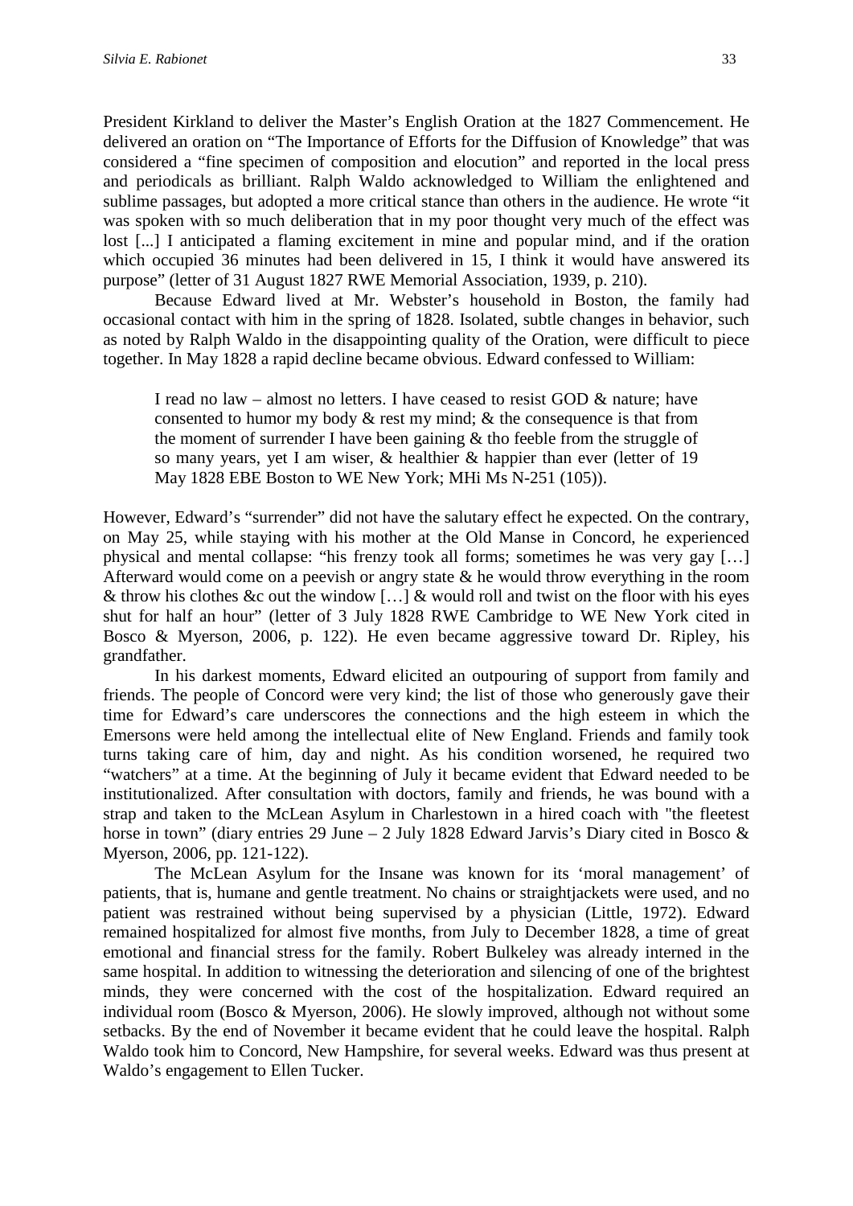President Kirkland to deliver the Master's English Oration at the 1827 Commencement. He delivered an oration on "The Importance of Efforts for the Diffusion of Knowledge" that was considered a "fine specimen of composition and elocution" and reported in the local press and periodicals as brilliant. Ralph Waldo acknowledged to William the enlightened and sublime passages, but adopted a more critical stance than others in the audience. He wrote "it was spoken with so much deliberation that in my poor thought very much of the effect was lost [...] I anticipated a flaming excitement in mine and popular mind, and if the oration which occupied 36 minutes had been delivered in 15, I think it would have answered its purpose" (letter of 31 August 1827 RWE Memorial Association, 1939, p. 210).

Because Edward lived at Mr. Webster's household in Boston, the family had occasional contact with him in the spring of 1828. Isolated, subtle changes in behavior, such as noted by Ralph Waldo in the disappointing quality of the Oration, were difficult to piece together. In May 1828 a rapid decline became obvious. Edward confessed to William:

> I read no law – almost no letters. I have ceased to resist GOD & nature; have consented to humor my body & rest my mind; & the consequence is that from the moment of surrender I have been gaining & tho feeble from the struggle of so many years, yet I am wiser, & healthier & happier than ever (letter of 19 May 1828 EBE Boston to WE New York; MHi Ms N-251 (105)).

However, Edward's "surrender" did not have the salutary effect he expected. On the contrary, on May 25, while staying with his mother at the Old Manse in Concord, he experienced physical and mental collapse: "his frenzy took all forms; sometimes he was very gay […] Afterward would come on a peevish or angry state & he would throw everything in the room & throw his clothes &c out the window […] & would roll and twist on the floor with his eyes shut for half an hour" (letter of 3 July 1828 RWE Cambridge to WE New York cited in Bosco & Myerson, 2006, p. 122). He even became aggressive toward Dr. Ripley, his grandfather.

In his darkest moments, Edward elicited an outpouring of support from family and friends. The people of Concord were very kind; the list of those who generously gave their time for Edward's care underscores the connections and the high esteem in which the Emersons were held among the intellectual elite of New England. Friends and family took turns taking care of him, day and night. As his condition worsened, he required two "watchers" at a time. At the beginning of July it became evident that Edward needed to be institutionalized. After consultation with doctors, family and friends, he was bound with a strap and taken to the McLean Asylum in Charlestown in a hired coach with "the fleetest horse in town" (diary entries 29 June – 2 July 1828 Edward Jarvis's Diary cited in Bosco & Myerson, 2006, pp. 121-122).

The McLean Asylum for the Insane was known for its 'moral management' of patients, that is, humane and gentle treatment. No chains or straightjackets were used, and no patient was restrained without being supervised by a physician (Little, 1972). Edward remained hospitalized for almost five months, from July to December 1828, a time of great emotional and financial stress for the family. Robert Bulkeley was already interned in the same hospital. In addition to witnessing the deterioration and silencing of one of the brightest minds, they were concerned with the cost of the hospitalization. Edward required an individual room (Bosco & Myerson, 2006). He slowly improved, although not without some setbacks. By the end of November it became evident that he could leave the hospital. Ralph Waldo took him to Concord, New Hampshire, for several weeks. Edward was thus present at Waldo's engagement to Ellen Tucker.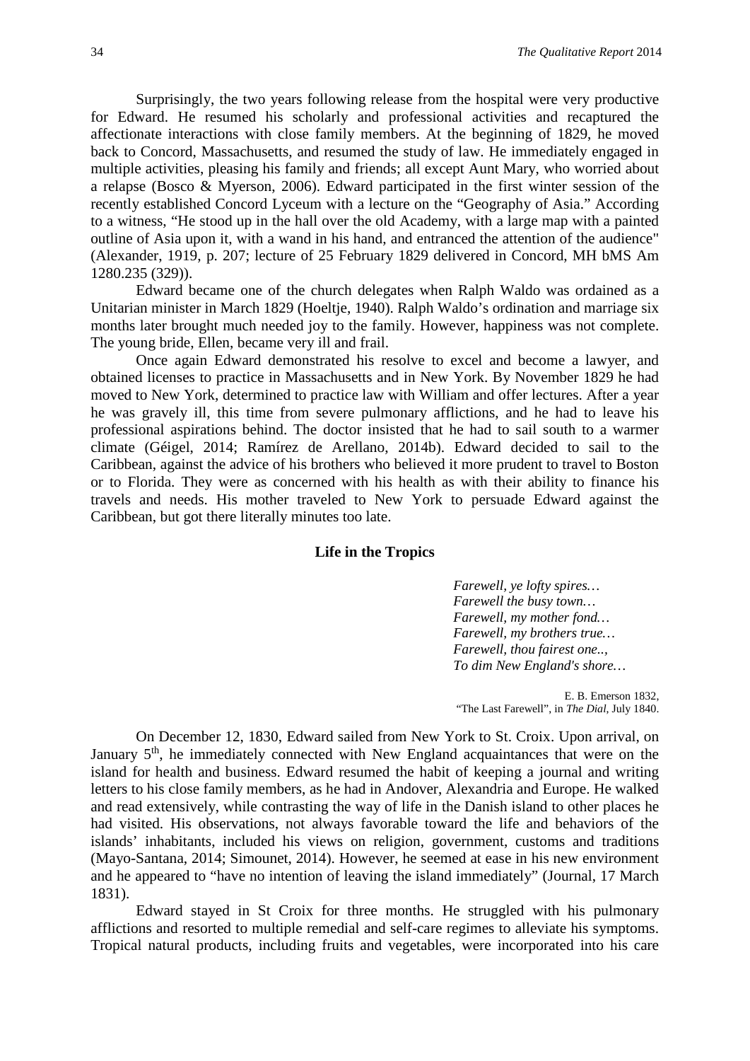Surprisingly, the two years following release from the hospital were very productive for Edward. He resumed his scholarly and professional activities and recaptured the affectionate interactions with close family members. At the beginning of 1829, he moved back to Concord, Massachusetts, and resumed the study of law. He immediately engaged in multiple activities, pleasing his family and friends; all except Aunt Mary, who worried about a relapse (Bosco & Myerson, 2006). Edward participated in the first winter session of the recently established Concord Lyceum with a lecture on the "Geography of Asia." According to a witness, "He stood up in the hall over the old Academy, with a large map with a painted outline of Asia upon it, with a wand in his hand, and entranced the attention of the audience" (Alexander, 1919, p. 207; lecture of 25 February 1829 delivered in Concord, MH bMS Am 1280.235 (329)).

Edward became one of the church delegates when Ralph Waldo was ordained as a Unitarian minister in March 1829 (Hoeltje, 1940). Ralph Waldo's ordination and marriage six months later brought much needed joy to the family. However, happiness was not complete. The young bride, Ellen, became very ill and frail.

Once again Edward demonstrated his resolve to excel and become a lawyer, and obtained licenses to practice in Massachusetts and in New York. By November 1829 he had moved to New York, determined to practice law with William and offer lectures. After a year he was gravely ill, this time from severe pulmonary afflictions, and he had to leave his professional aspirations behind. The doctor insisted that he had to sail south to a warmer climate (Géigel, 2014; Ramírez de Arellano, 2014b). Edward decided to sail to the Caribbean, against the advice of his brothers who believed it more prudent to travel to Boston or to Florida. They were as concerned with his health as with their ability to finance his travels and needs. His mother traveled to New York to persuade Edward against the Caribbean, but got there literally minutes too late.

## Life in the Tropics

> *Farewell, ye lofty spires…*
> *Farewell the busy town…*
> *Farewell, my mother fond…*
> *Farewell, my brothers true…*
> *Farewell, thou fairest one..,*
> *To dim New England's shore…*
>
> E. B. Emerson 1832,
> "The Last Farewell", in *The Dial*, July 1840.

On December 12, 1830, Edward sailed from New York to St. Croix. Upon arrival, on January 5th, he immediately connected with New England acquaintances that were on the island for health and business. Edward resumed the habit of keeping a journal and writing letters to his close family members, as he had in Andover, Alexandria and Europe. He walked and read extensively, while contrasting the way of life in the Danish island to other places he had visited. His observations, not always favorable toward the life and behaviors of the islands' inhabitants, included his views on religion, government, customs and traditions (Mayo-Santana, 2014; Simounet, 2014). However, he seemed at ease in his new environment and he appeared to "have no intention of leaving the island immediately" (Journal, 17 March 1831).

Edward stayed in St Croix for three months. He struggled with his pulmonary afflictions and resorted to multiple remedial and self-care regimes to alleviate his symptoms. Tropical natural products, including fruits and vegetables, were incorporated into his care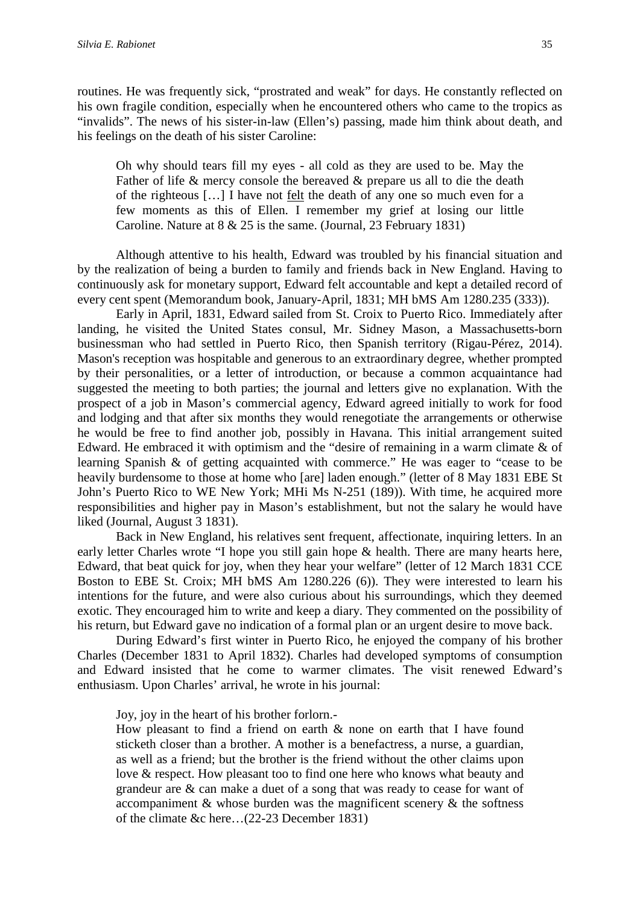routines. He was frequently sick, "prostrated and weak" for days. He constantly reflected on his own fragile condition, especially when he encountered others who came to the tropics as "invalids". The news of his sister-in-law (Ellen's) passing, made him think about death, and his feelings on the death of his sister Caroline:

> Oh why should tears fill my eyes - all cold as they are used to be. May the Father of life & mercy console the bereaved & prepare us all to die the death of the righteous […] I have not felt the death of any one so much even for a few moments as this of Ellen. I remember my grief at losing our little Caroline. Nature at 8 & 25 is the same. (Journal, 23 February 1831)

Although attentive to his health, Edward was troubled by his financial situation and by the realization of being a burden to family and friends back in New England. Having to continuously ask for monetary support, Edward felt accountable and kept a detailed record of every cent spent (Memorandum book, January-April, 1831; MH bMS Am 1280.235 (333)).

Early in April, 1831, Edward sailed from St. Croix to Puerto Rico. Immediately after landing, he visited the United States consul, Mr. Sidney Mason, a Massachusetts-born businessman who had settled in Puerto Rico, then Spanish territory (Rigau-Pérez, 2014). Mason's reception was hospitable and generous to an extraordinary degree, whether prompted by their personalities, or a letter of introduction, or because a common acquaintance had suggested the meeting to both parties; the journal and letters give no explanation. With the prospect of a job in Mason's commercial agency, Edward agreed initially to work for food and lodging and that after six months they would renegotiate the arrangements or otherwise he would be free to find another job, possibly in Havana. This initial arrangement suited Edward. He embraced it with optimism and the "desire of remaining in a warm climate & of learning Spanish & of getting acquainted with commerce." He was eager to "cease to be heavily burdensome to those at home who [are] laden enough." (letter of 8 May 1831 EBE St John's Puerto Rico to WE New York; MHi Ms N-251 (189)). With time, he acquired more responsibilities and higher pay in Mason's establishment, but not the salary he would have liked (Journal, August 3 1831).

Back in New England, his relatives sent frequent, affectionate, inquiring letters. In an early letter Charles wrote "I hope you still gain hope & health. There are many hearts here, Edward, that beat quick for joy, when they hear your welfare" (letter of 12 March 1831 CCE Boston to EBE St. Croix; MH bMS Am 1280.226 (6)). They were interested to learn his intentions for the future, and were also curious about his surroundings, which they deemed exotic. They encouraged him to write and keep a diary. They commented on the possibility of his return, but Edward gave no indication of a formal plan or an urgent desire to move back.

During Edward's first winter in Puerto Rico, he enjoyed the company of his brother Charles (December 1831 to April 1832). Charles had developed symptoms of consumption and Edward insisted that he come to warmer climates. The visit renewed Edward's enthusiasm. Upon Charles' arrival, he wrote in his journal:

> Joy, joy in the heart of his brother forlorn.-
> How pleasant to find a friend on earth & none on earth that I have found sticketh closer than a brother. A mother is a benefactress, a nurse, a guardian, as well as a friend; but the brother is the friend without the other claims upon love & respect. How pleasant too to find one here who knows what beauty and grandeur are & can make a duet of a song that was ready to cease for want of accompaniment & whose burden was the magnificent scenery & the softness of the climate &c here…(22-23 December 1831)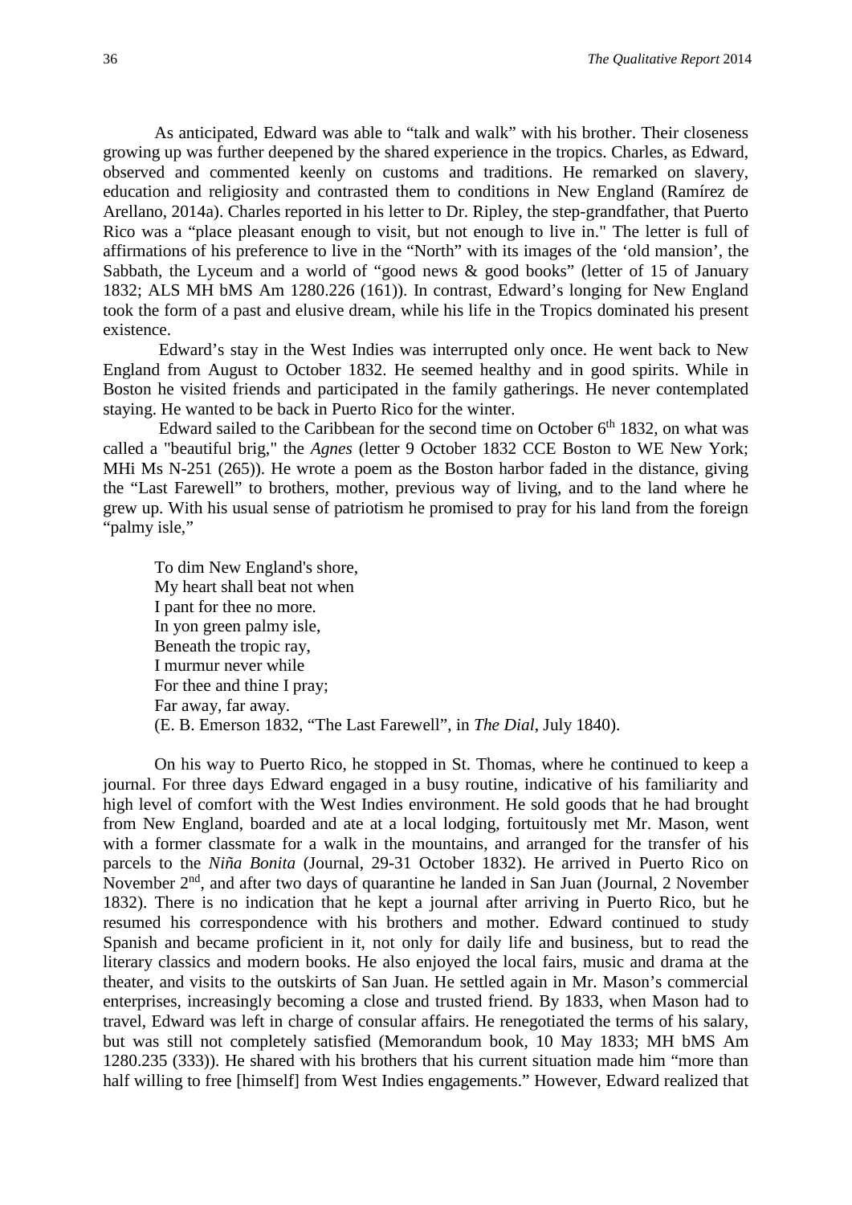As anticipated, Edward was able to "talk and walk" with his brother. Their closeness growing up was further deepened by the shared experience in the tropics. Charles, as Edward, observed and commented keenly on customs and traditions. He remarked on slavery, education and religiosity and contrasted them to conditions in New England (Ramírez de Arellano, 2014a). Charles reported in his letter to Dr. Ripley, the step-grandfather, that Puerto Rico was a "place pleasant enough to visit, but not enough to live in." The letter is full of affirmations of his preference to live in the "North" with its images of the 'old mansion', the Sabbath, the Lyceum and a world of "good news & good books" (letter of 15 of January 1832; ALS MH bMS Am 1280.226 (161)). In contrast, Edward's longing for New England took the form of a past and elusive dream, while his life in the Tropics dominated his present existence.

Edward's stay in the West Indies was interrupted only once. He went back to New England from August to October 1832. He seemed healthy and in good spirits. While in Boston he visited friends and participated in the family gatherings. He never contemplated staying. He wanted to be back in Puerto Rico for the winter.

Edward sailed to the Caribbean for the second time on October 6th 1832, on what was called a "beautiful brig," the *Agnes* (letter 9 October 1832 CCE Boston to WE New York; MHi Ms N-251 (265)). He wrote a poem as the Boston harbor faded in the distance, giving the "Last Farewell" to brothers, mother, previous way of living, and to the land where he grew up. With his usual sense of patriotism he promised to pray for his land from the foreign "palmy isle,"

> To dim New England's shore,
> My heart shall beat not when
> I pant for thee no more.
> In yon green palmy isle,
> Beneath the tropic ray,
> I murmur never while
> For thee and thine I pray;
> Far away, far away.
> (E. B. Emerson 1832, "The Last Farewell", in *The Dial*, July 1840).

On his way to Puerto Rico, he stopped in St. Thomas, where he continued to keep a journal. For three days Edward engaged in a busy routine, indicative of his familiarity and high level of comfort with the West Indies environment. He sold goods that he had brought from New England, boarded and ate at a local lodging, fortuitously met Mr. Mason, went with a former classmate for a walk in the mountains, and arranged for the transfer of his parcels to the *Niña Bonita* (Journal, 29-31 October 1832). He arrived in Puerto Rico on November 2nd, and after two days of quarantine he landed in San Juan (Journal, 2 November 1832). There is no indication that he kept a journal after arriving in Puerto Rico, but he resumed his correspondence with his brothers and mother. Edward continued to study Spanish and became proficient in it, not only for daily life and business, but to read the literary classics and modern books. He also enjoyed the local fairs, music and drama at the theater, and visits to the outskirts of San Juan. He settled again in Mr. Mason's commercial enterprises, increasingly becoming a close and trusted friend. By 1833, when Mason had to travel, Edward was left in charge of consular affairs. He renegotiated the terms of his salary, but was still not completely satisfied (Memorandum book, 10 May 1833; MH bMS Am 1280.235 (333)). He shared with his brothers that his current situation made him "more than half willing to free [himself] from West Indies engagements." However, Edward realized that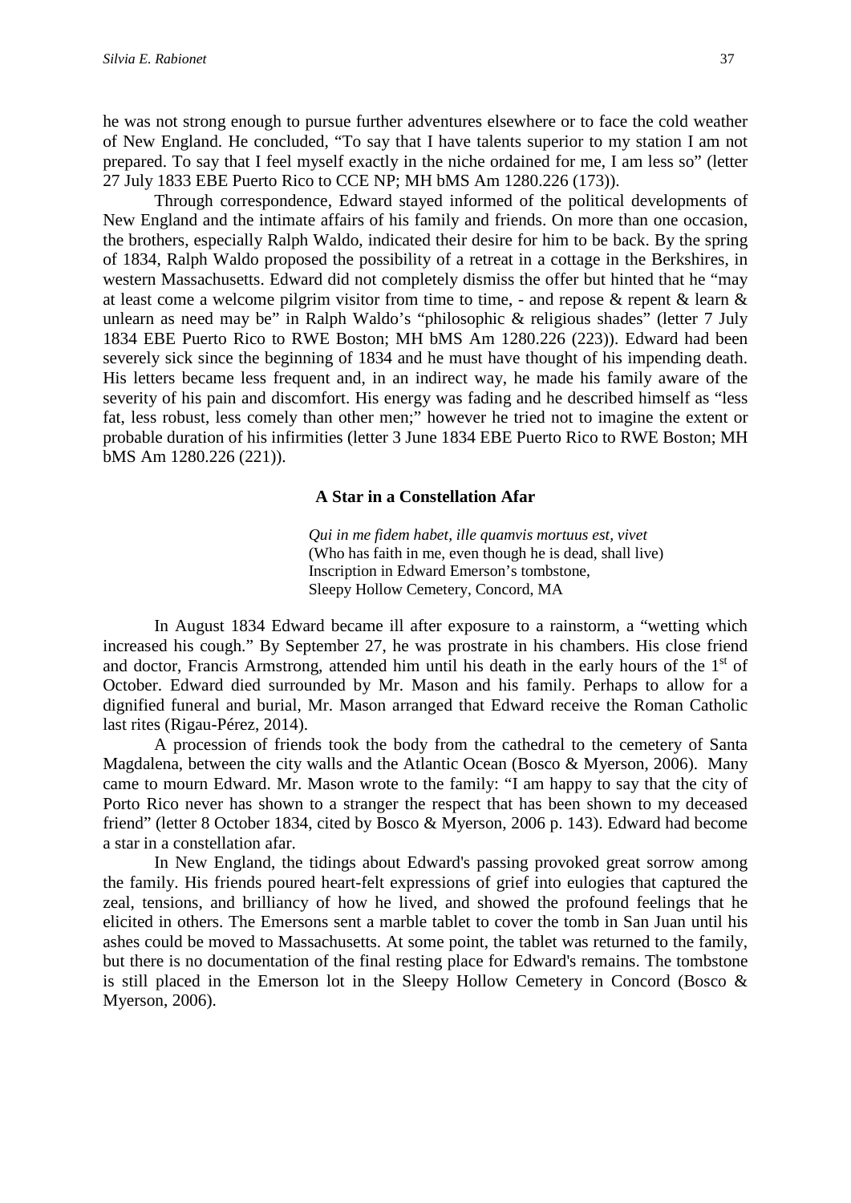he was not strong enough to pursue further adventures elsewhere or to face the cold weather of New England. He concluded, "To say that I have talents superior to my station I am not prepared. To say that I feel myself exactly in the niche ordained for me, I am less so" (letter 27 July 1833 EBE Puerto Rico to CCE NP; MH bMS Am 1280.226 (173)).

Through correspondence, Edward stayed informed of the political developments of New England and the intimate affairs of his family and friends. On more than one occasion, the brothers, especially Ralph Waldo, indicated their desire for him to be back. By the spring of 1834, Ralph Waldo proposed the possibility of a retreat in a cottage in the Berkshires, in western Massachusetts. Edward did not completely dismiss the offer but hinted that he "may at least come a welcome pilgrim visitor from time to time, - and repose & repent & learn & unlearn as need may be" in Ralph Waldo's "philosophic & religious shades" (letter 7 July 1834 EBE Puerto Rico to RWE Boston; MH bMS Am 1280.226 (223)). Edward had been severely sick since the beginning of 1834 and he must have thought of his impending death. His letters became less frequent and, in an indirect way, he made his family aware of the severity of his pain and discomfort. His energy was fading and he described himself as "less fat, less robust, less comely than other men;" however he tried not to imagine the extent or probable duration of his infirmities (letter 3 June 1834 EBE Puerto Rico to RWE Boston; MH bMS Am 1280.226 (221)).

## A Star in a Constellation Afar

> *Qui in me fidem habet, ille quamvis mortuus est, vivet*
> (Who has faith in me, even though he is dead, shall live)
> Inscription in Edward Emerson's tombstone,
> Sleepy Hollow Cemetery, Concord, MA

In August 1834 Edward became ill after exposure to a rainstorm, a "wetting which increased his cough." By September 27, he was prostrate in his chambers. His close friend and doctor, Francis Armstrong, attended him until his death in the early hours of the 1st of October. Edward died surrounded by Mr. Mason and his family. Perhaps to allow for a dignified funeral and burial, Mr. Mason arranged that Edward receive the Roman Catholic last rites (Rigau-Pérez, 2014).

A procession of friends took the body from the cathedral to the cemetery of Santa Magdalena, between the city walls and the Atlantic Ocean (Bosco & Myerson, 2006). Many came to mourn Edward. Mr. Mason wrote to the family: "I am happy to say that the city of Porto Rico never has shown to a stranger the respect that has been shown to my deceased friend" (letter 8 October 1834, cited by Bosco & Myerson, 2006 p. 143). Edward had become a star in a constellation afar.

In New England, the tidings about Edward's passing provoked great sorrow among the family. His friends poured heart-felt expressions of grief into eulogies that captured the zeal, tensions, and brilliancy of how he lived, and showed the profound feelings that he elicited in others. The Emersons sent a marble tablet to cover the tomb in San Juan until his ashes could be moved to Massachusetts. At some point, the tablet was returned to the family, but there is no documentation of the final resting place for Edward's remains. The tombstone is still placed in the Emerson lot in the Sleepy Hollow Cemetery in Concord (Bosco & Myerson, 2006).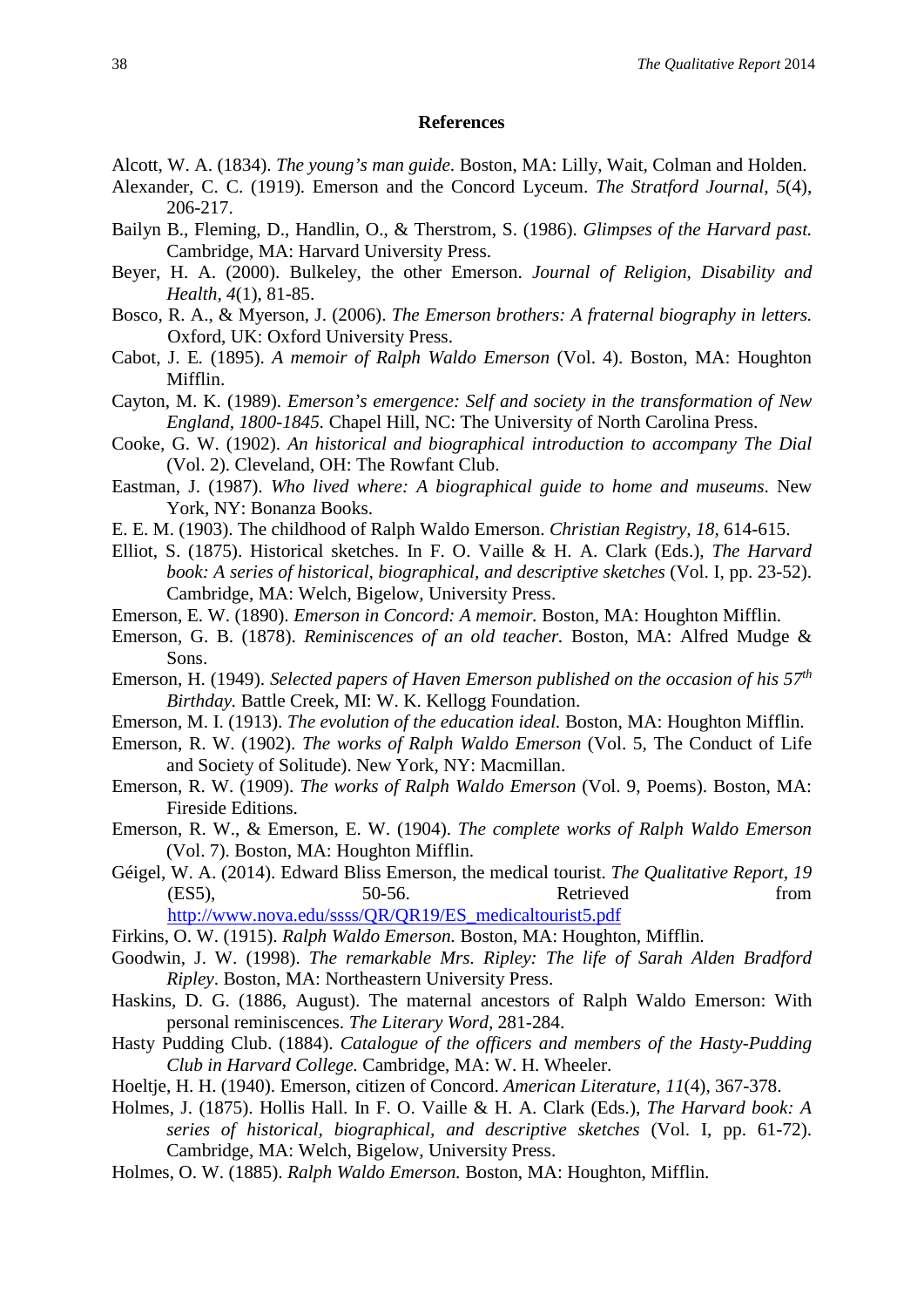## References

Alcott, W. A. (1834). *The young's man guide*. Boston, MA: Lilly, Wait, Colman and Holden.

Alexander, C. C. (1919). Emerson and the Concord Lyceum. *The Stratford Journal, 5*(4), 206-217.

Bailyn B., Fleming, D., Handlin, O., & Therstrom, S. (1986). *Glimpses of the Harvard past.* Cambridge, MA: Harvard University Press.

Beyer, H. A. (2000). Bulkeley, the other Emerson. *Journal of Religion, Disability and Health, 4*(1), 81-85.

Bosco, R. A., & Myerson, J. (2006). *The Emerson brothers: A fraternal biography in letters.* Oxford, UK: Oxford University Press.

Cabot, J. E. (1895). *A memoir of Ralph Waldo Emerson* (Vol. 4). Boston, MA: Houghton Mifflin.

Cayton, M. K. (1989). *Emerson's emergence: Self and society in the transformation of New England, 1800-1845.* Chapel Hill, NC: The University of North Carolina Press.

Cooke, G. W. (1902). *An historical and biographical introduction to accompany The Dial* (Vol. 2). Cleveland, OH: The Rowfant Club.

Eastman, J. (1987). *Who lived where: A biographical guide to home and museums*. New York, NY: Bonanza Books.

E. E. M. (1903). The childhood of Ralph Waldo Emerson. *Christian Registry, 18*, 614-615.

Elliot, S. (1875). Historical sketches. In F. O. Vaille & H. A. Clark (Eds.), *The Harvard book: A series of historical, biographical, and descriptive sketches* (Vol. I, pp. 23-52). Cambridge, MA: Welch, Bigelow, University Press.

Emerson, E. W. (1890). *Emerson in Concord: A memoir.* Boston, MA: Houghton Mifflin.

Emerson, G. B. (1878). *Reminiscences of an old teacher.* Boston, MA: Alfred Mudge & Sons.

Emerson, H. (1949). *Selected papers of Haven Emerson published on the occasion of his 57th Birthday.* Battle Creek, MI: W. K. Kellogg Foundation.

Emerson, M. I. (1913). *The evolution of the education ideal.* Boston, MA: Houghton Mifflin.

Emerson, R. W. (1902). *The works of Ralph Waldo Emerson* (Vol. 5, The Conduct of Life and Society of Solitude). New York, NY: Macmillan.

Emerson, R. W. (1909). *The works of Ralph Waldo Emerson* (Vol. 9, Poems). Boston, MA: Fireside Editions.

Emerson, R. W., & Emerson, E. W. (1904). *The complete works of Ralph Waldo Emerson* (Vol. 7). Boston, MA: Houghton Mifflin.

Géigel, W. A. (2014). Edward Bliss Emerson, the medical tourist. *The Qualitative Report, 19* (ES5), 50-56. Retrieved from http://www.nova.edu/ssss/QR/QR19/ES_medicaltourist5.pdf

Firkins, O. W. (1915). *Ralph Waldo Emerson.* Boston, MA: Houghton, Mifflin.

Goodwin, J. W. (1998). *The remarkable Mrs. Ripley: The life of Sarah Alden Bradford Ripley*. Boston, MA: Northeastern University Press.

Haskins, D. G. (1886, August). The maternal ancestors of Ralph Waldo Emerson: With personal reminiscences. *The Literary Word*, 281-284.

Hasty Pudding Club. (1884). *Catalogue of the officers and members of the Hasty-Pudding Club in Harvard College.* Cambridge, MA: W. H. Wheeler.

Hoeltje, H. H. (1940). Emerson, citizen of Concord. *American Literature, 11*(4), 367-378.

Holmes, J. (1875). Hollis Hall. In F. O. Vaille & H. A. Clark (Eds.), *The Harvard book: A series of historical, biographical, and descriptive sketches* (Vol. I, pp. 61-72). Cambridge, MA: Welch, Bigelow, University Press.

Holmes, O. W. (1885). *Ralph Waldo Emerson.* Boston, MA: Houghton, Mifflin.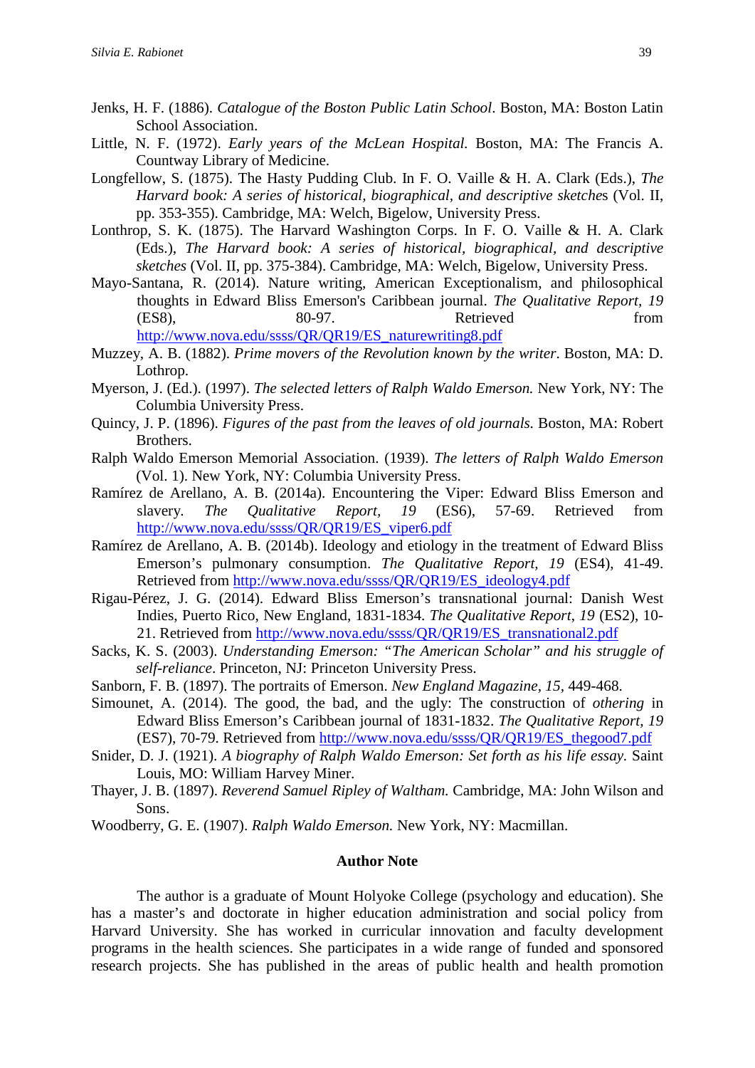Jenks, H. F. (1886). *Catalogue of the Boston Public Latin School*. Boston, MA: Boston Latin School Association.

Little, N. F. (1972). *Early years of the McLean Hospital.* Boston, MA: The Francis A. Countway Library of Medicine.

Longfellow, S. (1875). The Hasty Pudding Club. In F. O. Vaille & H. A. Clark (Eds.), *The Harvard book: A series of historical, biographical, and descriptive sketches* (Vol. II, pp. 353-355). Cambridge, MA: Welch, Bigelow, University Press.

Lonthrop, S. K. (1875). The Harvard Washington Corps. In F. O. Vaille & H. A. Clark (Eds.), *The Harvard book: A series of historical, biographical, and descriptive sketches* (Vol. II, pp. 375-384). Cambridge, MA: Welch, Bigelow, University Press.

Mayo-Santana, R. (2014). Nature writing, American Exceptionalism, and philosophical thoughts in Edward Bliss Emerson's Caribbean journal. *The Qualitative Report, 19* (ES8), 80-97. Retrieved from http://www.nova.edu/ssss/QR/QR19/ES_naturewriting8.pdf

Muzzey, A. B. (1882). *Prime movers of the Revolution known by the writer*. Boston, MA: D. Lothrop.

Myerson, J. (Ed.). (1997). *The selected letters of Ralph Waldo Emerson.* New York, NY: The Columbia University Press.

Quincy, J. P. (1896). *Figures of the past from the leaves of old journals.* Boston, MA: Robert Brothers.

Ralph Waldo Emerson Memorial Association. (1939). *The letters of Ralph Waldo Emerson* (Vol. 1). New York, NY: Columbia University Press.

Ramírez de Arellano, A. B. (2014a). Encountering the Viper: Edward Bliss Emerson and slavery. *The Qualitative Report, 19* (ES6), 57-69. Retrieved from http://www.nova.edu/ssss/QR/QR19/ES_viper6.pdf

Ramírez de Arellano, A. B. (2014b). Ideology and etiology in the treatment of Edward Bliss Emerson's pulmonary consumption. *The Qualitative Report*, *19* (ES4), 41-49. Retrieved from http://www.nova.edu/ssss/QR/QR19/ES_ideology4.pdf

Rigau-Pérez, J. G. (2014). Edward Bliss Emerson's transnational journal: Danish West Indies, Puerto Rico, New England, 1831-1834. *The Qualitative Report*, *19* (ES2), 10-21. Retrieved from http://www.nova.edu/ssss/QR/QR19/ES_transnational2.pdf

Sacks, K. S. (2003). *Understanding Emerson: "The American Scholar" and his struggle of self-reliance*. Princeton, NJ: Princeton University Press.

Sanborn, F. B. (1897). The portraits of Emerson. *New England Magazine, 15*, 449-468.

Simounet, A. (2014). The good, the bad, and the ugly: The construction of *othering* in Edward Bliss Emerson's Caribbean journal of 1831-1832. *The Qualitative Report, 19* (ES7), 70-79. Retrieved from http://www.nova.edu/ssss/QR/QR19/ES_thegood7.pdf

Snider, D. J. (1921). *A biography of Ralph Waldo Emerson: Set forth as his life essay*. Saint Louis, MO: William Harvey Miner.

Thayer, J. B. (1897). *Reverend Samuel Ripley of Waltham.* Cambridge, MA: John Wilson and Sons.

Woodberry, G. E. (1907). *Ralph Waldo Emerson.* New York, NY: Macmillan.

## Author Note

The author is a graduate of Mount Holyoke College (psychology and education). She has a master's and doctorate in higher education administration and social policy from Harvard University. She has worked in curricular innovation and faculty development programs in the health sciences. She participates in a wide range of funded and sponsored research projects. She has published in the areas of public health and health promotion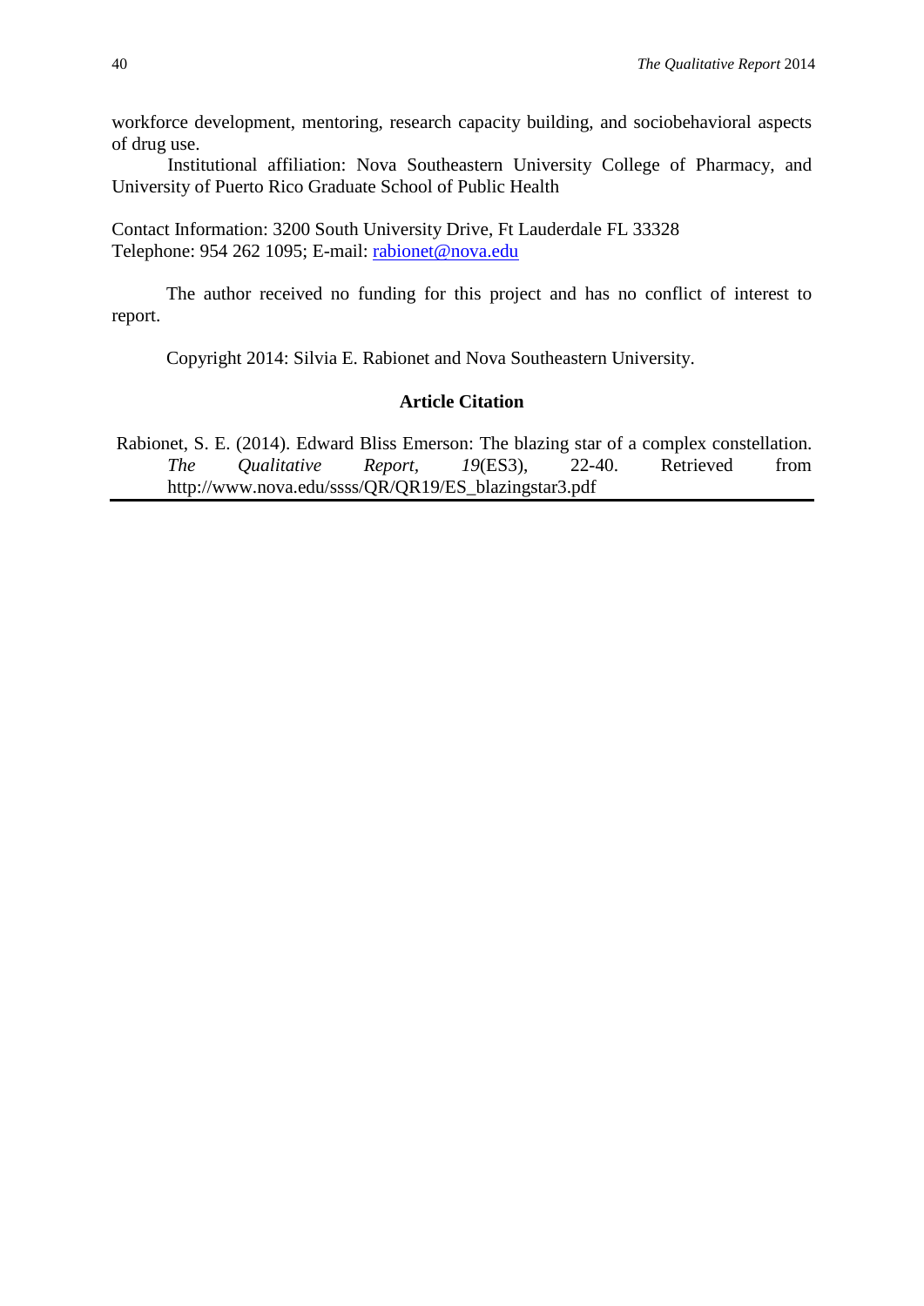workforce development, mentoring, research capacity building, and sociobehavioral aspects of drug use.

Institutional affiliation: Nova Southeastern University College of Pharmacy, and University of Puerto Rico Graduate School of Public Health

Contact Information: 3200 South University Drive, Ft Lauderdale FL 33328
Telephone: 954 262 1095; E-mail: rabionet@nova.edu

The author received no funding for this project and has no conflict of interest to report.

Copyright 2014: Silvia E. Rabionet and Nova Southeastern University.

**Article Citation**

Rabionet, S. E. (2014). Edward Bliss Emerson: The blazing star of a complex constellation. *The Qualitative Report, 19*(ES3), 22-40. Retrieved from http://www.nova.edu/ssss/QR/QR19/ES_blazingstar3.pdf